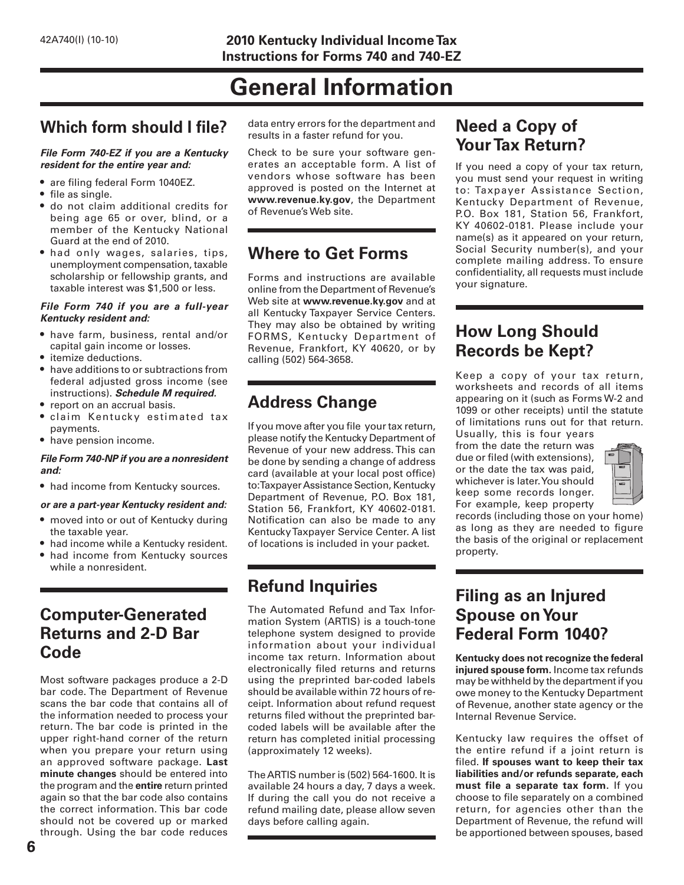# General Information

## Which form should I file?

***File Form 740-EZ if you are a Kentucky resident for the entire year and:***

- are filing federal Form 1040EZ.
- file as single.
- do not claim additional credits for being age 65 or over, blind, or a member of the Kentucky National Guard at the end of 2010.
- had only wages, salaries, tips, unemployment compensation, taxable scholarship or fellowship grants, and taxable interest was $1,500 or less.

***File Form 740 if you are a full-year Kentucky resident and:***

- have farm, business, rental and/or capital gain income or losses.
- itemize deductions.
- have additions to or subtractions from federal adjusted gross income (see instructions). ***Schedule M required.***
- report on an accrual basis.
- claim Kentucky estimated tax payments.
- have pension income.

***File Form 740-NP if you are a nonresident and:***

- had income from Kentucky sources.

***or are a part-year Kentucky resident and:***

- moved into or out of Kentucky during the taxable year.
- had income while a Kentucky resident.
- had income from Kentucky sources while a nonresident.

## Computer-Generated Returns and 2-D Bar Code

Most software packages produce a 2-D bar code. The Department of Revenue scans the bar code that contains all of the information needed to process your return. The bar code is printed in the upper right-hand corner of the return when you prepare your return using an approved software package. **Last minute changes** should be entered into the program and the **entire** return printed again so that the bar code also contains the correct information. This bar code should not be covered up or marked through. Using the bar code reduces data entry errors for the department and results in a faster refund for you.

Check to be sure your software generates an acceptable form. A list of vendors whose software has been approved is posted on the Internet at **www.revenue.ky.gov**, the Department of Revenue's Web site.

## Where to Get Forms

Forms and instructions are available online from the Department of Revenue's Web site at **www.revenue.ky.gov** and at all Kentucky Taxpayer Service Centers. They may also be obtained by writing FORMS, Kentucky Department of Revenue, Frankfort, KY 40620, or by calling (502) 564-3658.

## Address Change

If you move after you file your tax return, please notify the Kentucky Department of Revenue of your new address. This can be done by sending a change of address card (available at your local post office) to: Taxpayer Assistance Section, Kentucky Department of Revenue, P.O. Box 181, Station 56, Frankfort, KY 40602-0181. Notification can also be made to any Kentucky Taxpayer Service Center. A list of locations is included in your packet.

## Refund Inquiries

The Automated Refund and Tax Information System (ARTIS) is a touch-tone telephone system designed to provide information about your individual income tax return. Information about electronically filed returns and returns using the preprinted bar-coded labels should be available within 72 hours of receipt. Information about refund request returns filed without the preprinted bar-coded labels will be available after the return has completed initial processing (approximately 12 weeks).

The ARTIS number is (502) 564-1600. It is available 24 hours a day, 7 days a week. If during the call you do not receive a refund mailing date, please allow seven days before calling again.

## Need a Copy of Your Tax Return?

If you need a copy of your tax return, you must send your request in writing to: Taxpayer Assistance Section, Kentucky Department of Revenue, P.O. Box 181, Station 56, Frankfort, KY 40602-0181. Please include your name(s) as it appeared on your return, Social Security number(s), and your complete mailing address. To ensure confidentiality, all requests must include your signature.

## How Long Should Records be Kept?

Keep a copy of your tax return, worksheets and records of all items appearing on it (such as Forms W-2 and 1099 or other receipts) until the statute of limitations runs out for that return. Usually, this is four years from the date the return was due or filed (with extensions), or the date the tax was paid, whichever is later. You should keep some records longer. For example, keep property records (including those on your home) as long as they are needed to figure the basis of the original or replacement property.

## Filing as an Injured Spouse on Your Federal Form 1040?

**Kentucky does not recognize the federal injured spouse form.** Income tax refunds may be withheld by the department if you owe money to the Kentucky Department of Revenue, another state agency or the Internal Revenue Service.

Kentucky law requires the offset of the entire refund if a joint return is filed. **If spouses want to keep their tax liabilities and/or refunds separate, each must file a separate tax form.** If you choose to file separately on a combined return, for agencies other than the Department of Revenue, the refund will be apportioned between spouses, based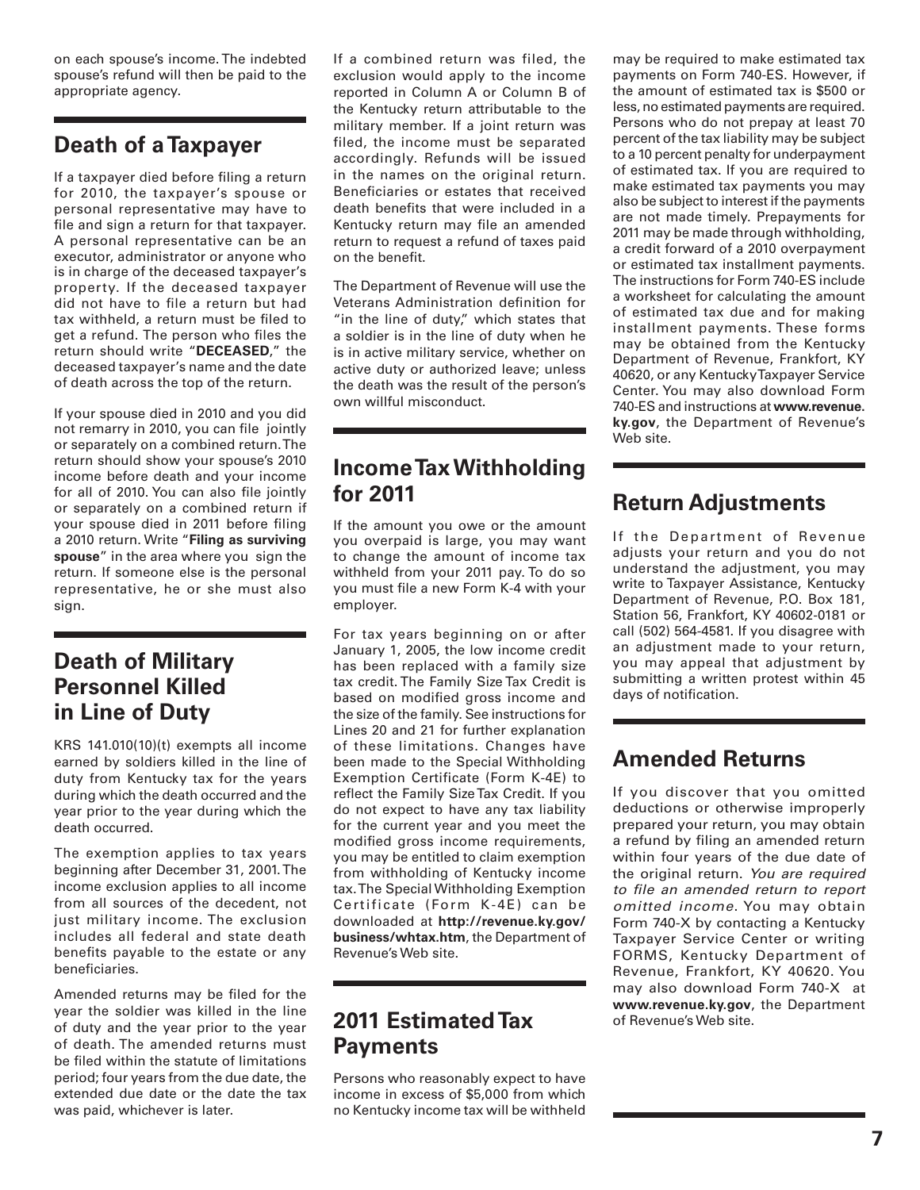on each spouse's income. The indebted spouse's refund will then be paid to the appropriate agency.

## Death of a Taxpayer

If a taxpayer died before filing a return for 2010, the taxpayer's spouse or personal representative may have to file and sign a return for that taxpayer. A personal representative can be an executor, administrator or anyone who is in charge of the deceased taxpayer's property. If the deceased taxpayer did not have to file a return but had tax withheld, a return must be filed to get a refund. The person who files the return should write "**DECEASED**," the deceased taxpayer's name and the date of death across the top of the return.

If your spouse died in 2010 and you did not remarry in 2010, you can file jointly or separately on a combined return. The return should show your spouse's 2010 income before death and your income for all of 2010. You can also file jointly or separately on a combined return if your spouse died in 2011 before filing a 2010 return. Write "**Filing as surviving spouse**" in the area where you sign the return. If someone else is the personal representative, he or she must also sign.

## Death of Military Personnel Killed in Line of Duty

KRS 141.010(10)(t) exempts all income earned by soldiers killed in the line of duty from Kentucky tax for the years during which the death occurred and the year prior to the year during which the death occurred.

The exemption applies to tax years beginning after December 31, 2001. The income exclusion applies to all income from all sources of the decedent, not just military income. The exclusion includes all federal and state death benefits payable to the estate or any beneficiaries.

Amended returns may be filed for the year the soldier was killed in the line of duty and the year prior to the year of death. The amended returns must be filed within the statute of limitations period; four years from the due date, the extended due date or the date the tax was paid, whichever is later.

If a combined return was filed, the exclusion would apply to the income reported in Column A or Column B of the Kentucky return attributable to the military member. If a joint return was filed, the income must be separated accordingly. Refunds will be issued in the names on the original return. Beneficiaries or estates that received death benefits that were included in a Kentucky return may file an amended return to request a refund of taxes paid on the benefit.

The Department of Revenue will use the Veterans Administration definition for "in the line of duty," which states that a soldier is in the line of duty when he is in active military service, whether on active duty or authorized leave; unless the death was the result of the person's own willful misconduct.

## Income Tax Withholding for 2011

If the amount you owe or the amount you overpaid is large, you may want to change the amount of income tax withheld from your 2011 pay. To do so you must file a new Form K-4 with your employer.

For tax years beginning on or after January 1, 2005, the low income credit has been replaced with a family size tax credit. The Family Size Tax Credit is based on modified gross income and the size of the family. See instructions for Lines 20 and 21 for further explanation of these limitations. Changes have been made to the Special Withholding Exemption Certificate (Form K-4E) to reflect the Family Size Tax Credit. If you do not expect to have any tax liability for the current year and you meet the modified gross income requirements, you may be entitled to claim exemption from withholding of Kentucky income tax. The Special Withholding Exemption Certificate (Form K-4E) can be downloaded at **http://revenue.ky.gov/business/whtax.htm**, the Department of Revenue's Web site.

## 2011 Estimated Tax Payments

Persons who reasonably expect to have income in excess of $5,000 from which no Kentucky income tax will be withheld may be required to make estimated tax payments on Form 740-ES. However, if the amount of estimated tax is $500 or less, no estimated payments are required. Persons who do not prepay at least 70 percent of the tax liability may be subject to a 10 percent penalty for underpayment of estimated tax. If you are required to make estimated tax payments you may also be subject to interest if the payments are not made timely. Prepayments for 2011 may be made through withholding, a credit forward of a 2010 overpayment or estimated tax installment payments. The instructions for Form 740-ES include a worksheet for calculating the amount of estimated tax due and for making installment payments. These forms may be obtained from the Kentucky Department of Revenue, Frankfort, KY 40620, or any Kentucky Taxpayer Service Center. You may also download Form 740-ES and instructions at **www.revenue.ky.gov**, the Department of Revenue's Web site.

## Return Adjustments

If the Department of Revenue adjusts your return and you do not understand the adjustment, you may write to Taxpayer Assistance, Kentucky Department of Revenue, P.O. Box 181, Station 56, Frankfort, KY 40602-0181 or call (502) 564-4581. If you disagree with an adjustment made to your return, you may appeal that adjustment by submitting a written protest within 45 days of notification.

## Amended Returns

If you discover that you omitted deductions or otherwise improperly prepared your return, you may obtain a refund by filing an amended return within four years of the due date of the original return. *You are required to file an amended return to report omitted income*. You may obtain Form 740-X by contacting a Kentucky Taxpayer Service Center or writing FORMS, Kentucky Department of Revenue, Frankfort, KY 40620. You may also download Form 740-X at **www.revenue.ky.gov**, the Department of Revenue's Web site.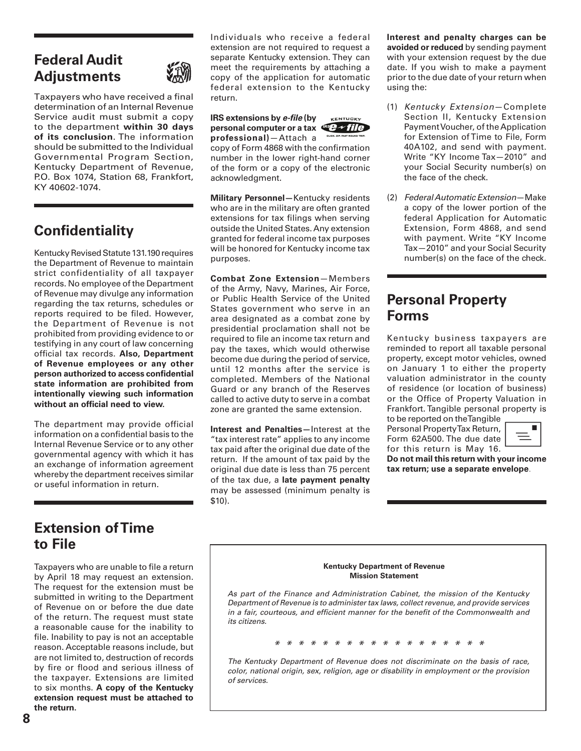## Federal Audit Adjustments

Taxpayers who have received a final determination of an Internal Revenue Service audit must submit a copy to the department **within 30 days of its conclusion**. The information should be submitted to the Individual Governmental Program Section, Kentucky Department of Revenue, P.O. Box 1074, Station 68, Frankfort, KY 40602-1074.

## Confidentiality

Kentucky Revised Statute 131.190 requires the Department of Revenue to maintain strict confidentiality of all taxpayer records. No employee of the Department of Revenue may divulge any information regarding the tax returns, schedules or reports required to be filed. However, the Department of Revenue is not prohibited from providing evidence to or testifying in any court of law concerning official tax records. **Also, Department of Revenue employees or any other person authorized to access confidential state information are prohibited from intentionally viewing such information without an official need to view.**

The department may provide official information on a confidential basis to the Internal Revenue Service or to any other governmental agency with which it has an exchange of information agreement whereby the department receives similar or useful information in return.

## Extension of Time to File

Taxpayers who are unable to file a return by April 18 may request an extension. The request for the extension must be submitted in writing to the Department of Revenue on or before the due date of the return. The request must state a reasonable cause for the inability to file. Inability to pay is not an acceptable reason. Acceptable reasons include, but are not limited to, destruction of records by fire or flood and serious illness of the taxpayer. Extensions are limited to six months. **A copy of the Kentucky extension request must be attached to the return.**

Individuals who receive a federal extension are not required to request a separate Kentucky extension. They can meet the requirements by attaching a copy of the application for automatic federal extension to the Kentucky return.

**IRS extensions by *e-file* (by personal computer or a tax professional)**—Attach a copy of Form 4868 with the confirmation number in the lower right-hand corner of the form or a copy of the electronic acknowledgment.

**Military Personnel—**Kentucky residents who are in the military are often granted extensions for tax filings when serving outside the United States. Any extension granted for federal income tax purposes will be honored for Kentucky income tax purposes.

**Combat Zone Extension**—Members of the Army, Navy, Marines, Air Force, or Public Health Service of the United States government who serve in an area designated as a combat zone by presidential proclamation shall not be required to file an income tax return and pay the taxes, which would otherwise become due during the period of service, until 12 months after the service is completed. Members of the National Guard or any branch of the Reserves called to active duty to serve in a combat zone are granted the same extension.

**Interest and Penalties—**Interest at the "tax interest rate" applies to any income tax paid after the original due date of the return. If the amount of tax paid by the original due date is less than 75 percent of the tax due, a **late payment penalty** may be assessed (minimum penalty is $10).

**Interest and penalty charges can be avoided or reduced** by sending payment with your extension request by the due date. If you wish to make a payment prior to the due date of your return when using the:

(1) *Kentucky Extension*—Complete Section II, Kentucky Extension Payment Voucher, of the Application for Extension of Time to File, Form 40A102, and send with payment. Write "KY Income Tax—2010" and your Social Security number(s) on the face of the check.

(2) *Federal Automatic Extension*—Make a copy of the lower portion of the federal Application for Automatic Extension, Form 4868, and send with payment. Write "KY Income Tax—2010" and your Social Security number(s) on the face of the check.

## Personal Property Forms

Kentucky business taxpayers are reminded to report all taxable personal property, except motor vehicles, owned on January 1 to either the property valuation administrator in the county of residence (or location of business) or the Office of Property Valuation in Frankfort. Tangible personal property is to be reported on the Tangible Personal Property Tax Return, Form 62A500. The due date for this return is May 16. **Do not mail this return with your income tax return; use a separate envelope**.

**Kentucky Department of Revenue**
**Mission Statement**

*As part of the Finance and Administration Cabinet, the mission of the Kentucky Department of Revenue is to administer tax laws, collect revenue, and provide services in a fair, courteous, and efficient manner for the benefit of the Commonwealth and its citizens.*

\* \* \* \* \* \* \* \* \* \* \* \* \* \* \* \* \* \* \*

*The Kentucky Department of Revenue does not discriminate on the basis of race, color, national origin, sex, religion, age or disability in employment or the provision of services.*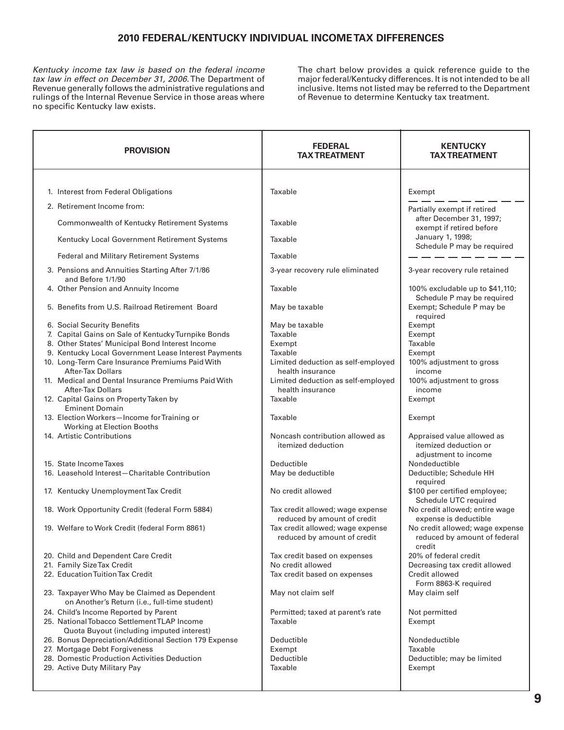## 2010 FEDERAL/KENTUCKY INDIVIDUAL INCOME TAX DIFFERENCES

*Kentucky income tax law is based on the federal income tax law in effect on December 31, 2006.* The Department of Revenue generally follows the administrative regulations and rulings of the Internal Revenue Service in those areas where no specific Kentucky law exists.

The chart below provides a quick reference guide to the major federal/Kentucky differences. It is not intended to be all inclusive. Items not listed may be referred to the Department of Revenue to determine Kentucky tax treatment.

| PROVISION | FEDERAL TAX TREATMENT | KENTUCKY TAX TREATMENT |
|---|---|---|
| 1. Interest from Federal Obligations | Taxable | Exempt |
| 2. Retirement Income from: | | Partially exempt if retired after December 31, 1997; exempt if retired before January 1, 1998; Schedule P may be required |
| Commonwealth of Kentucky Retirement Systems | Taxable | |
| Kentucky Local Government Retirement Systems | Taxable | |
| Federal and Military Retirement Systems | Taxable | |
| 3. Pensions and Annuities Starting After 7/1/86 and Before 1/1/90 | 3-year recovery rule eliminated | 3-year recovery rule retained |
| 4. Other Pension and Annuity Income | Taxable | 100% excludable up to $41,110; Schedule P may be required |
| 5. Benefits from U.S. Railroad Retirement Board | May be taxable | Exempt; Schedule P may be required |
| 6. Social Security Benefits | May be taxable | Exempt |
| 7. Capital Gains on Sale of Kentucky Turnpike Bonds | Taxable | Exempt |
| 8. Other States' Municipal Bond Interest Income | Exempt | Taxable |
| 9. Kentucky Local Government Lease Interest Payments | Taxable | Exempt |
| 10. Long-Term Care Insurance Premiums Paid With After-Tax Dollars | Limited deduction as self-employed health insurance | 100% adjustment to gross income |
| 11. Medical and Dental Insurance Premiums Paid With After-Tax Dollars | Limited deduction as self-employed health insurance | 100% adjustment to gross income |
| 12. Capital Gains on Property Taken by Eminent Domain | Taxable | Exempt |
| 13. Election Workers—Income for Training or Working at Election Booths | Taxable | Exempt |
| 14. Artistic Contributions | Noncash contribution allowed as itemized deduction | Appraised value allowed as itemized deduction or adjustment to income |
| 15. State Income Taxes | Deductible | Nondeductible |
| 16. Leasehold Interest—Charitable Contribution | May be deductible | Deductible; Schedule HH required |
| 17. Kentucky Unemployment Tax Credit | No credit allowed | $100 per certified employee; Schedule UTC required |
| 18. Work Opportunity Credit (federal Form 5884) | Tax credit allowed; wage expense reduced by amount of credit | No credit allowed; entire wage expense is deductible |
| 19. Welfare to Work Credit (federal Form 8861) | Tax credit allowed; wage expense reduced by amount of credit | No credit allowed; wage expense reduced by amount of federal credit |
| 20. Child and Dependent Care Credit | Tax credit based on expenses | 20% of federal credit |
| 21. Family Size Tax Credit | No credit allowed | Decreasing tax credit allowed |
| 22. Education Tuition Tax Credit | Tax credit based on expenses | Credit allowed Form 8863-K required |
| 23. Taxpayer Who May be Claimed as Dependent on Another's Return (i.e., full-time student) | May not claim self | May claim self |
| 24. Child's Income Reported by Parent | Permitted; taxed at parent's rate | Not permitted |
| 25. National Tobacco Settlement TLAP Income Quota Buyout (including imputed interest) | Taxable | Exempt |
| 26. Bonus Depreciation/Additional Section 179 Expense | Deductible | Nondeductible |
| 27. Mortgage Debt Forgiveness | Exempt | Taxable |
| 28. Domestic Production Activities Deduction | Deductible | Deductible; may be limited |
| 29. Active Duty Military Pay | Taxable | Exempt |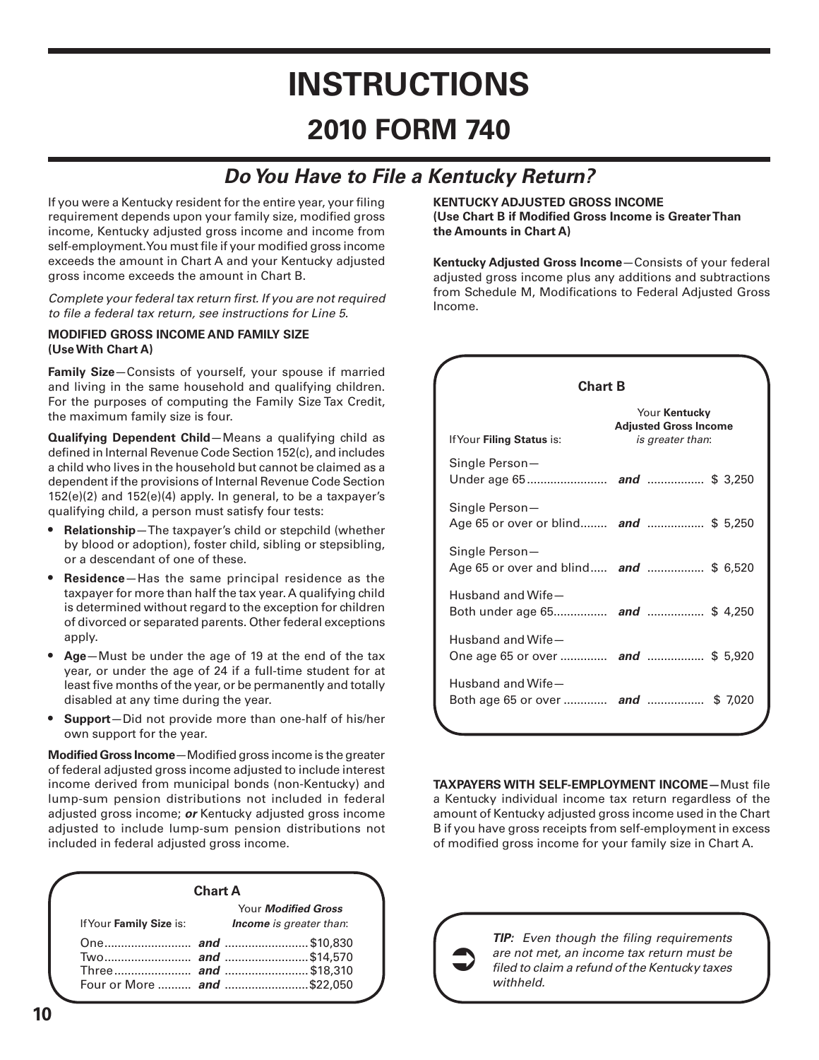# INSTRUCTIONS

# 2010 FORM 740

## *Do You Have to File a Kentucky Return?*

If you were a Kentucky resident for the entire year, your filing requirement depends upon your family size, modified gross income, Kentucky adjusted gross income and income from self-employment. You must file if your modified gross income exceeds the amount in Chart A and your Kentucky adjusted gross income exceeds the amount in Chart B.

*Complete your federal tax return first. If you are not required to file a federal tax return, see instructions for Line 5.*

**MODIFIED GROSS INCOME AND FAMILY SIZE (Use With Chart A)**

**Family Size**—Consists of yourself, your spouse if married and living in the same household and qualifying children. For the purposes of computing the Family Size Tax Credit, the maximum family size is four.

**Qualifying Dependent Child**—Means a qualifying child as defined in Internal Revenue Code Section 152(c), and includes a child who lives in the household but cannot be claimed as a dependent if the provisions of Internal Revenue Code Section 152(e)(2) and 152(e)(4) apply. In general, to be a taxpayer's qualifying child, a person must satisfy four tests:

- **Relationship**—The taxpayer's child or stepchild (whether by blood or adoption), foster child, sibling or stepsibling, or a descendant of one of these.
- **Residence**—Has the same principal residence as the taxpayer for more than half the tax year. A qualifying child is determined without regard to the exception for children of divorced or separated parents. Other federal exceptions apply.
- **Age**—Must be under the age of 19 at the end of the tax year, or under the age of 24 if a full-time student for at least five months of the year, or be permanently and totally disabled at any time during the year.
- **Support**—Did not provide more than one-half of his/her own support for the year.

**Modified Gross Income**—Modified gross income is the greater of federal adjusted gross income adjusted to include interest income derived from municipal bonds (non-Kentucky) and lump-sum pension distributions not included in federal adjusted gross income; ***or*** Kentucky adjusted gross income adjusted to include lump-sum pension distributions not included in federal adjusted gross income.

**Chart A**

| If Your **Family Size** is: | | Your ***Modified Gross Income*** is greater than: |
|---|---|---|
| One | ***and*** | $10,830 |
| Two | ***and*** | $14,570 |
| Three | ***and*** | $18,310 |
| Four or More | ***and*** | $22,050 |

**KENTUCKY ADJUSTED GROSS INCOME (Use Chart B if Modified Gross Income is Greater Than the Amounts in Chart A)**

**Kentucky Adjusted Gross Income**—Consists of your federal adjusted gross income plus any additions and subtractions from Schedule M, Modifications to Federal Adjusted Gross Income.

**Chart B**

| If Your **Filing Status** is: | | Your **Kentucky Adjusted Gross Income** *is greater than*: |
|---|---|---|
| Single Person—Under age 65 | ***and*** | $ 3,250 |
| Single Person—Age 65 or over or blind | ***and*** | $ 5,250 |
| Single Person—Age 65 or over and blind | ***and*** | $ 6,520 |
| Husband and Wife—Both under age 65 | ***and*** | $ 4,250 |
| Husband and Wife—One age 65 or over | ***and*** | $ 5,920 |
| Husband and Wife—Both age 65 or over | ***and*** | $ 7,020 |

**TAXPAYERS WITH SELF-EMPLOYMENT INCOME—**Must file a Kentucky individual income tax return regardless of the amount of Kentucky adjusted gross income used in the Chart B if you have gross receipts from self-employment in excess of modified gross income for your family size in Chart A.

***TIP:*** *Even though the filing requirements are not met, an income tax return must be filed to claim a refund of the Kentucky taxes withheld.*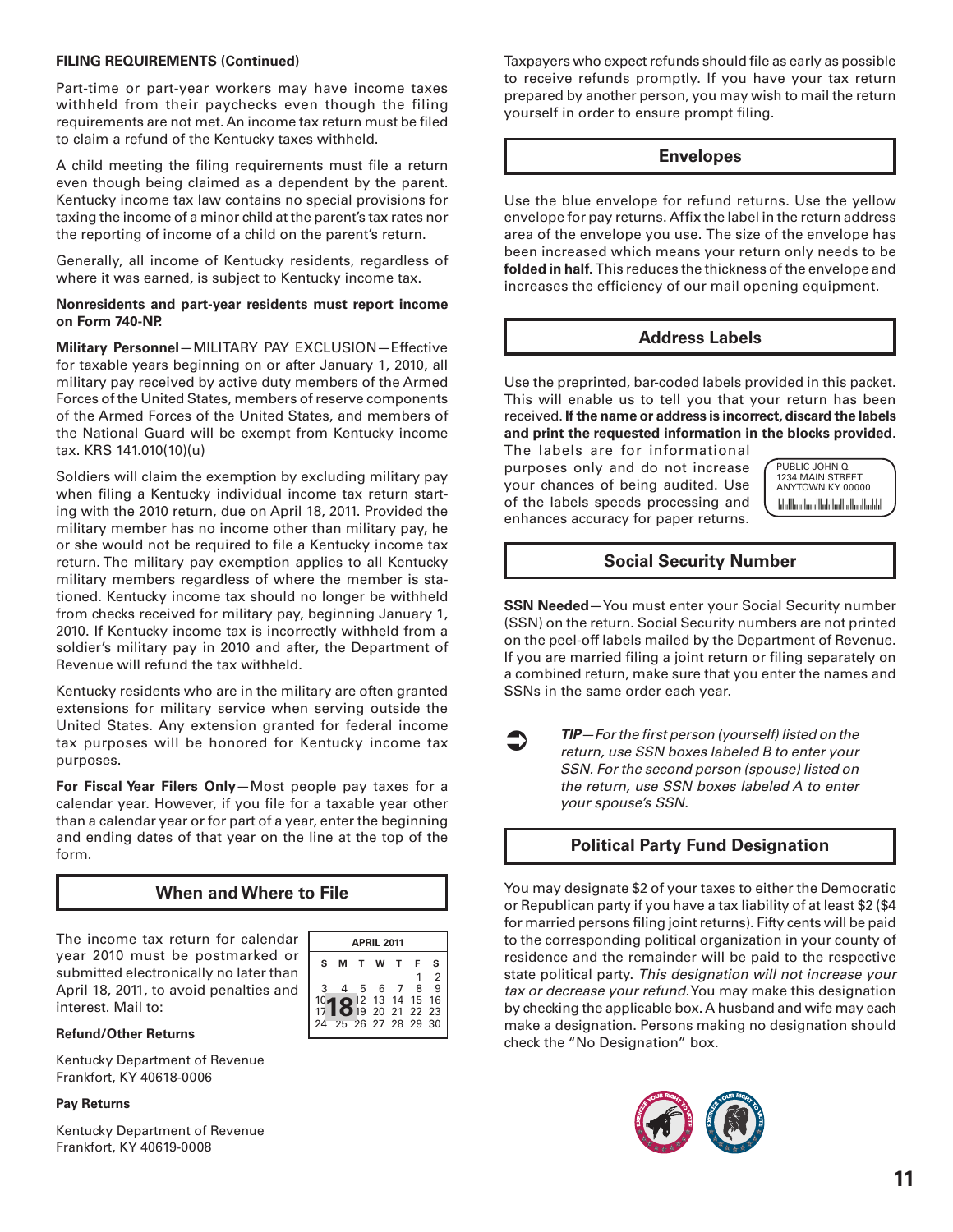**FILING REQUIREMENTS (Continued)**

Part-time or part-year workers may have income taxes withheld from their paychecks even though the filing requirements are not met. An income tax return must be filed to claim a refund of the Kentucky taxes withheld.

A child meeting the filing requirements must file a return even though being claimed as a dependent by the parent. Kentucky income tax law contains no special provisions for taxing the income of a minor child at the parent's tax rates nor the reporting of income of a child on the parent's return.

Generally, all income of Kentucky residents, regardless of where it was earned, is subject to Kentucky income tax.

**Nonresidents and part-year residents must report income on Form 740-NP.**

**Military Personnel**—MILITARY PAY EXCLUSION—Effective for taxable years beginning on or after January 1, 2010, all military pay received by active duty members of the Armed Forces of the United States, members of reserve components of the Armed Forces of the United States, and members of the National Guard will be exempt from Kentucky income tax. KRS 141.010(10)(u)

Soldiers will claim the exemption by excluding military pay when filing a Kentucky individual income tax return starting with the 2010 return, due on April 18, 2011. Provided the military member has no income other than military pay, he or she would not be required to file a Kentucky income tax return. The military pay exemption applies to all Kentucky military members regardless of where the member is stationed. Kentucky income tax should no longer be withheld from checks received for military pay, beginning January 1, 2010. If Kentucky income tax is incorrectly withheld from a soldier's military pay in 2010 and after, the Department of Revenue will refund the tax withheld.

Kentucky residents who are in the military are often granted extensions for military service when serving outside the United States. Any extension granted for federal income tax purposes will be honored for Kentucky income tax purposes.

**For Fiscal Year Filers Only**—Most people pay taxes for a calendar year. However, if you file for a taxable year other than a calendar year or for part of a year, enter the beginning and ending dates of that year on the line at the top of the form.

## When and Where to File

The income tax return for calendar year 2010 must be postmarked or submitted electronically no later than April 18, 2011, to avoid penalties and interest. Mail to:

| APRIL 2011 | | | | | | |
|---|---|---|---|---|---|---|
| S | M | T | W | T | F | S |
| | | | | | 1 | 2 |
| 3 | 4 | 5 | 6 | 7 | 8 | 9 |
| 10 | 11 | 12 | 13 | 14 | 15 | 16 |
| 17 | **18** | 19 | 20 | 21 | 22 | 23 |
| 24 | 25 | 26 | 27 | 28 | 29 | 30 |

**Refund/Other Returns**

Kentucky Department of Revenue
Frankfort, KY 40618-0006

**Pay Returns**

Kentucky Department of Revenue
Frankfort, KY 40619-0008

Taxpayers who expect refunds should file as early as possible to receive refunds promptly. If you have your tax return prepared by another person, you may wish to mail the return yourself in order to ensure prompt filing.

## Envelopes

Use the blue envelope for refund returns. Use the yellow envelope for pay returns. Affix the label in the return address area of the envelope you use. The size of the envelope has been increased which means your return only needs to be **folded in half**. This reduces the thickness of the envelope and increases the efficiency of our mail opening equipment.

## Address Labels

Use the preprinted, bar-coded labels provided in this packet. This will enable us to tell you that your return has been received. **If the name or address is incorrect, discard the labels and print the requested information in the blocks provided**. The labels are for informational purposes only and do not increase your chances of being audited. Use of the labels speeds processing and enhances accuracy for paper returns.

PUBLIC JOHN Q
1234 MAIN STREET
ANYTOWN KY 00000

## Social Security Number

**SSN Needed**—You must enter your Social Security number (SSN) on the return. Social Security numbers are not printed on the peel-off labels mailed by the Department of Revenue. If you are married filing a joint return or filing separately on a combined return, make sure that you enter the names and SSNs in the same order each year.

➲ ***TIP***—*For the first person (yourself) listed on the return, use SSN boxes labeled B to enter your SSN. For the second person (spouse) listed on the return, use SSN boxes labeled A to enter your spouse's SSN.*

## Political Party Fund Designation

You may designate $2 of your taxes to either the Democratic or Republican party if you have a tax liability of at least $2 ($4 for married persons filing joint returns). Fifty cents will be paid to the corresponding political organization in your county of residence and the remainder will be paid to the respective state political party. *This designation will not increase your tax or decrease your refund.* You may make this designation by checking the applicable box. A husband and wife may each make a designation. Persons making no designation should check the "No Designation" box.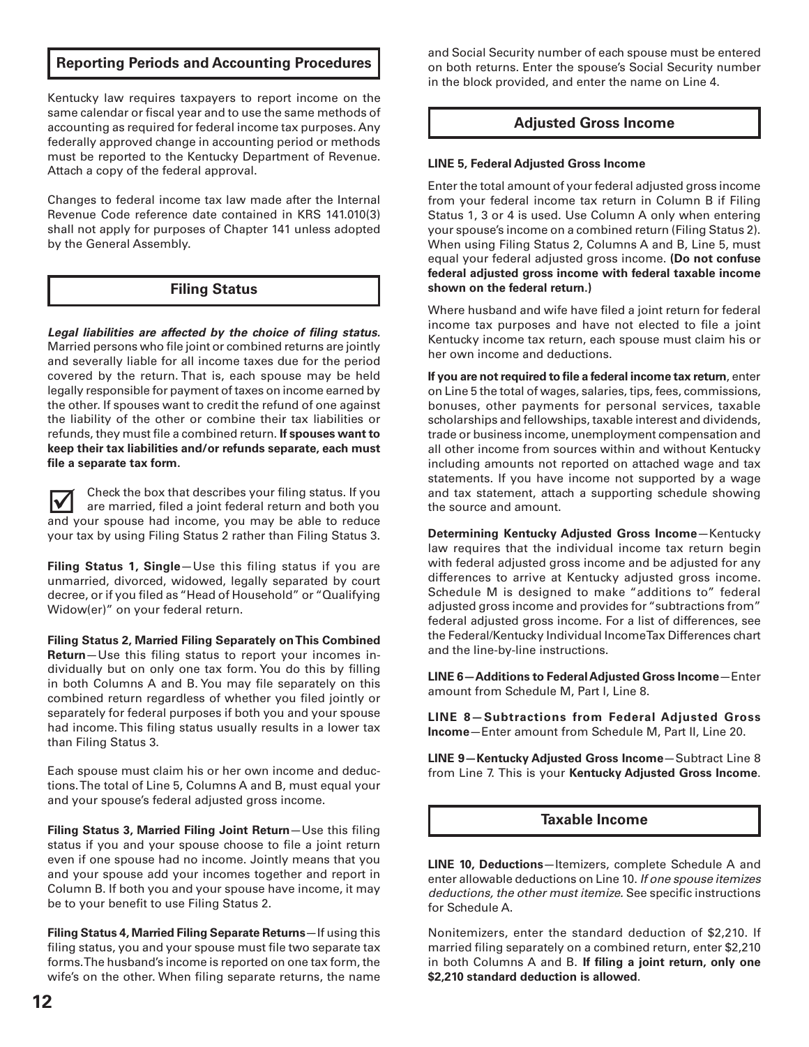## Reporting Periods and Accounting Procedures

Kentucky law requires taxpayers to report income on the same calendar or fiscal year and to use the same methods of accounting as required for federal income tax purposes. Any federally approved change in accounting period or methods must be reported to the Kentucky Department of Revenue. Attach a copy of the federal approval.

Changes to federal income tax law made after the Internal Revenue Code reference date contained in KRS 141.010(3) shall not apply for purposes of Chapter 141 unless adopted by the General Assembly.

## Filing Status

***Legal liabilities are affected by the choice of filing status.*** Married persons who file joint or combined returns are jointly and severally liable for all income taxes due for the period covered by the return. That is, each spouse may be held legally responsible for payment of taxes on income earned by the other. If spouses want to credit the refund of one against the liability of the other or combine their tax liabilities or refunds, they must file a combined return. **If spouses want to keep their tax liabilities and/or refunds separate, each must file a separate tax form.**

☑ Check the box that describes your filing status. If you are married, filed a joint federal return and both you and your spouse had income, you may be able to reduce your tax by using Filing Status 2 rather than Filing Status 3.

**Filing Status 1, Single**—Use this filing status if you are unmarried, divorced, widowed, legally separated by court decree, or if you filed as "Head of Household" or "Qualifying Widow(er)" on your federal return.

**Filing Status 2, Married Filing Separately on This Combined Return**—Use this filing status to report your incomes individually but on only one tax form. You do this by filling in both Columns A and B. You may file separately on this combined return regardless of whether you filed jointly or separately for federal purposes if both you and your spouse had income. This filing status usually results in a lower tax than Filing Status 3.

Each spouse must claim his or her own income and deductions. The total of Line 5, Columns A and B, must equal your and your spouse's federal adjusted gross income.

**Filing Status 3, Married Filing Joint Return**—Use this filing status if you and your spouse choose to file a joint return even if one spouse had no income. Jointly means that you and your spouse add your incomes together and report in Column B. If both you and your spouse have income, it may be to your benefit to use Filing Status 2.

**Filing Status 4, Married Filing Separate Returns**—If using this filing status, you and your spouse must file two separate tax forms. The husband's income is reported on one tax form, the wife's on the other. When filing separate returns, the name and Social Security number of each spouse must be entered on both returns. Enter the spouse's Social Security number in the block provided, and enter the name on Line 4.

## Adjusted Gross Income

**LINE 5, Federal Adjusted Gross Income**

Enter the total amount of your federal adjusted gross income from your federal income tax return in Column B if Filing Status 1, 3 or 4 is used. Use Column A only when entering your spouse's income on a combined return (Filing Status 2). When using Filing Status 2, Columns A and B, Line 5, must equal your federal adjusted gross income. **(Do not confuse federal adjusted gross income with federal taxable income shown on the federal return.)**

Where husband and wife have filed a joint return for federal income tax purposes and have not elected to file a joint Kentucky income tax return, each spouse must claim his or her own income and deductions.

**If you are not required to file a federal income tax return**, enter on Line 5 the total of wages, salaries, tips, fees, commissions, bonuses, other payments for personal services, taxable scholarships and fellowships, taxable interest and dividends, trade or business income, unemployment compensation and all other income from sources within and without Kentucky including amounts not reported on attached wage and tax statements. If you have income not supported by a wage and tax statement, attach a supporting schedule showing the source and amount.

**Determining Kentucky Adjusted Gross Income**—Kentucky law requires that the individual income tax return begin with federal adjusted gross income and be adjusted for any differences to arrive at Kentucky adjusted gross income. Schedule M is designed to make "additions to" federal adjusted gross income and provides for "subtractions from" federal adjusted gross income. For a list of differences, see the Federal/Kentucky Individual Income Tax Differences chart and the line-by-line instructions.

**LINE 6—Additions to Federal Adjusted Gross Income**—Enter amount from Schedule M, Part I, Line 8.

**LINE 8—Subtractions from Federal Adjusted Gross Income**—Enter amount from Schedule M, Part II, Line 20.

**LINE 9—Kentucky Adjusted Gross Income**—Subtract Line 8 from Line 7. This is your **Kentucky Adjusted Gross Income**.

## Taxable Income

**LINE 10, Deductions**—Itemizers, complete Schedule A and enter allowable deductions on Line 10. *If one spouse itemizes deductions, the other must itemize.* See specific instructions for Schedule A.

Nonitemizers, enter the standard deduction of $2,210. If married filing separately on a combined return, enter $2,210 in both Columns A and B. **If filing a joint return, only one $2,210 standard deduction is allowed**.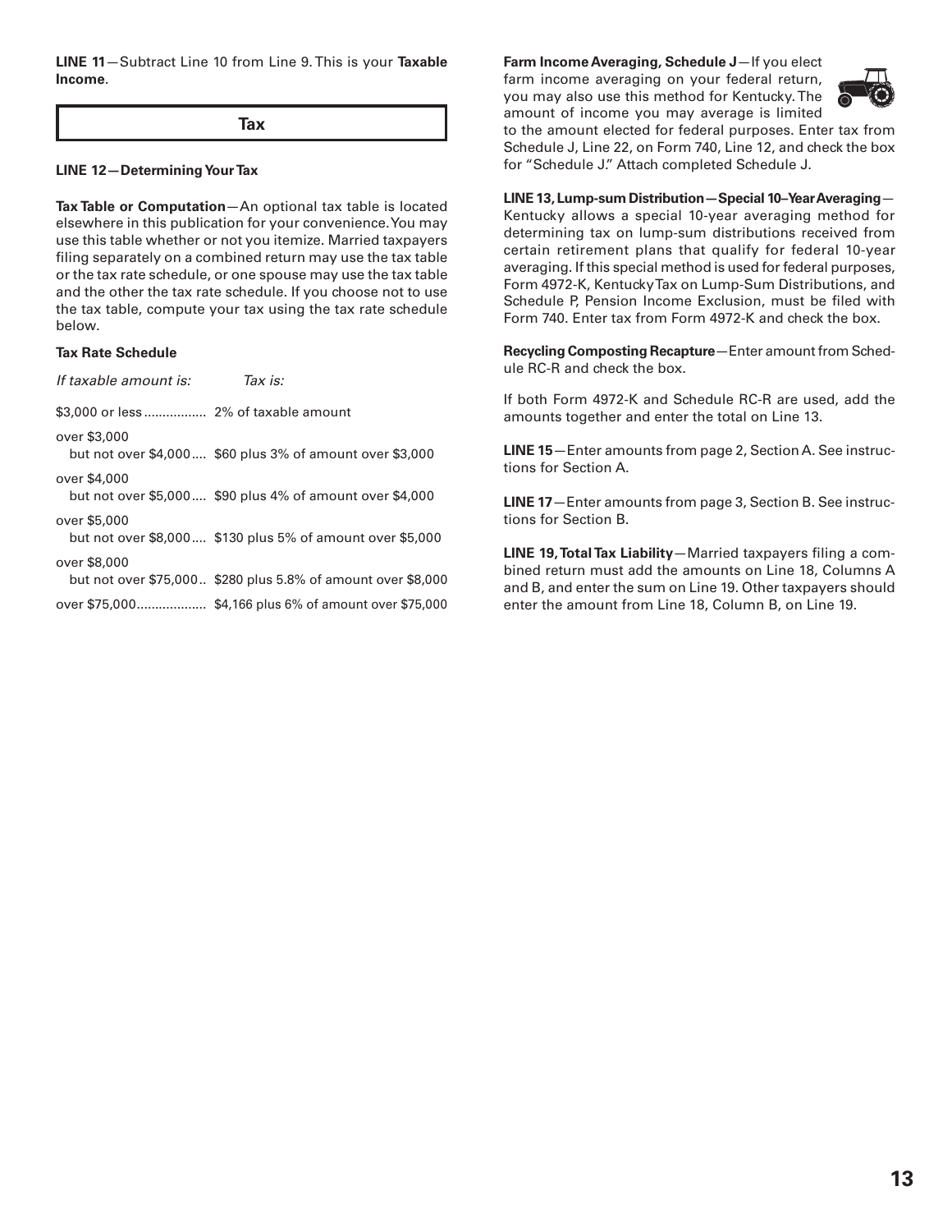**LINE 11**—Subtract Line 10 from Line 9. This is your **Taxable Income**.

## Tax

**LINE 12—Determining Your Tax**

**Tax Table or Computation**—An optional tax table is located elsewhere in this publication for your convenience. You may use this table whether or not you itemize. Married taxpayers filing separately on a combined return may use the tax table or the tax rate schedule, or one spouse may use the tax table and the other the tax rate schedule. If you choose not to use the tax table, compute your tax using the tax rate schedule below.

**Tax Rate Schedule**

| *If taxable amount is:* | *Tax is:* |
|---|---|
| $3,000 or less | 2% of taxable amount |
| over $3,000 but not over $4,000 | $60 plus 3% of amount over $3,000 |
| over $4,000 but not over $5,000 | $90 plus 4% of amount over $4,000 |
| over $5,000 but not over $8,000 | $130 plus 5% of amount over $5,000 |
| over $8,000 but not over $75,000 | $280 plus 5.8% of amount over $8,000 |
| over $75,000 | $4,166 plus 6% of amount over $75,000 |

**Farm Income Averaging, Schedule J**—If you elect farm income averaging on your federal return, you may also use this method for Kentucky. The amount of income you may average is limited to the amount elected for federal purposes. Enter tax from Schedule J, Line 22, on Form 740, Line 12, and check the box for "Schedule J." Attach completed Schedule J.

**LINE 13, Lump-sum Distribution—Special 10–Year Averaging**—Kentucky allows a special 10-year averaging method for determining tax on lump-sum distributions received from certain retirement plans that qualify for federal 10-year averaging. If this special method is used for federal purposes, Form 4972-K, Kentucky Tax on Lump-Sum Distributions, and Schedule P, Pension Income Exclusion, must be filed with Form 740. Enter tax from Form 4972-K and check the box.

**Recycling Composting Recapture**—Enter amount from Schedule RC-R and check the box.

If both Form 4972-K and Schedule RC-R are used, add the amounts together and enter the total on Line 13.

**LINE 15**—Enter amounts from page 2, Section A. See instructions for Section A.

**LINE 17**—Enter amounts from page 3, Section B. See instructions for Section B.

**LINE 19, Total Tax Liability**—Married taxpayers filing a combined return must add the amounts on Line 18, Columns A and B, and enter the sum on Line 19. Other taxpayers should enter the amount from Line 18, Column B, on Line 19.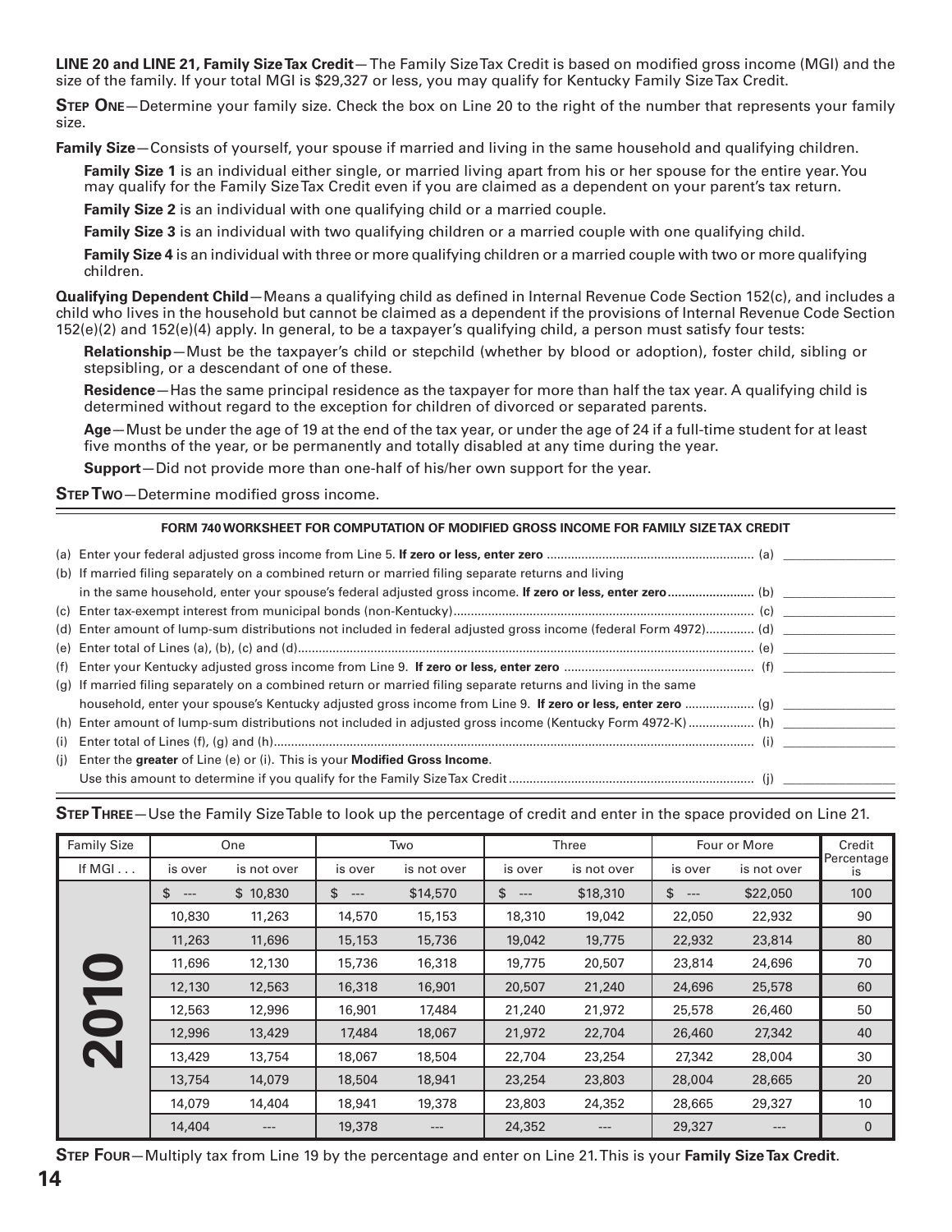**LINE 20 and LINE 21, Family Size Tax Credit**—The Family Size Tax Credit is based on modified gross income (MGI) and the size of the family. If your total MGI is $29,327 or less, you may qualify for Kentucky Family Size Tax Credit.

**STEP ONE**—Determine your family size. Check the box on Line 20 to the right of the number that represents your family size.

**Family Size**—Consists of yourself, your spouse if married and living in the same household and qualifying children.

**Family Size 1** is an individual either single, or married living apart from his or her spouse for the entire year. You may qualify for the Family Size Tax Credit even if you are claimed as a dependent on your parent's tax return.

**Family Size 2** is an individual with one qualifying child or a married couple.

**Family Size 3** is an individual with two qualifying children or a married couple with one qualifying child.

**Family Size 4** is an individual with three or more qualifying children or a married couple with two or more qualifying children.

**Qualifying Dependent Child**—Means a qualifying child as defined in Internal Revenue Code Section 152(c), and includes a child who lives in the household but cannot be claimed as a dependent if the provisions of Internal Revenue Code Section 152(e)(2) and 152(e)(4) apply. In general, to be a taxpayer's qualifying child, a person must satisfy four tests:

**Relationship**—Must be the taxpayer's child or stepchild (whether by blood or adoption), foster child, sibling or stepsibling, or a descendant of one of these.

**Residence**—Has the same principal residence as the taxpayer for more than half the tax year. A qualifying child is determined without regard to the exception for children of divorced or separated parents.

**Age**—Must be under the age of 19 at the end of the tax year, or under the age of 24 if a full-time student for at least five months of the year, or be permanently and totally disabled at any time during the year.

**Support**—Did not provide more than one-half of his/her own support for the year.

**STEP TWO**—Determine modified gross income.

**FORM 740 WORKSHEET FOR COMPUTATION OF MODIFIED GROSS INCOME FOR FAMILY SIZE TAX CREDIT**

(a) Enter your federal adjusted gross income from Line 5. **If zero or less, enter zero** ........ (a) ________

(b) If married filing separately on a combined return or married filing separate returns and living in the same household, enter your spouse's federal adjusted gross income. **If zero or less, enter zero** ........ (b) ________

(c) Enter tax-exempt interest from municipal bonds (non-Kentucky) ........ (c) ________

(d) Enter amount of lump-sum distributions not included in federal adjusted gross income (federal Form 4972) ........ (d) ________

(e) Enter total of Lines (a), (b), (c) and (d) ........ (e) ________

(f) Enter your Kentucky adjusted gross income from Line 9. **If zero or less, enter zero** ........ (f) ________

(g) If married filing separately on a combined return or married filing separate returns and living in the same household, enter your spouse's Kentucky adjusted gross income from Line 9. **If zero or less, enter zero** ........ (g) ________

(h) Enter amount of lump-sum distributions not included in adjusted gross income (Kentucky Form 4972-K) ........ (h) ________

(i) Enter total of Lines (f), (g) and (h) ........ (i) ________

(j) Enter the **greater** of Line (e) or (i). This is your **Modified Gross Income**. Use this amount to determine if you qualify for the Family Size Tax Credit ........ (j) ________

**STEP THREE**—Use the Family Size Table to look up the percentage of credit and enter in the space provided on Line 21.

| Family Size | One | | Two | | Three | | Four or More | | Credit Percentage is |
|---|---|---|---|---|---|---|---|---|---|
| If MGI . . . | is over | is not over | is over | is not over | is over | is not over | is over | is not over | |
| 2010 | $ --- | $ 10,830 | $ --- | $14,570 | $ --- | $18,310 | $ --- | $22,050 | 100 |
| | 10,830 | 11,263 | 14,570 | 15,153 | 18,310 | 19,042 | 22,050 | 22,932 | 90 |
| | 11,263 | 11,696 | 15,153 | 15,736 | 19,042 | 19,775 | 22,932 | 23,814 | 80 |
| | 11,696 | 12,130 | 15,736 | 16,318 | 19,775 | 20,507 | 23,814 | 24,696 | 70 |
| | 12,130 | 12,563 | 16,318 | 16,901 | 20,507 | 21,240 | 24,696 | 25,578 | 60 |
| | 12,563 | 12,996 | 16,901 | 17,484 | 21,240 | 21,972 | 25,578 | 26,460 | 50 |
| | 12,996 | 13,429 | 17,484 | 18,067 | 21,972 | 22,704 | 26,460 | 27,342 | 40 |
| | 13,429 | 13,754 | 18,067 | 18,504 | 22,704 | 23,254 | 27,342 | 28,004 | 30 |
| | 13,754 | 14,079 | 18,504 | 18,941 | 23,254 | 23,803 | 28,004 | 28,665 | 20 |
| | 14,079 | 14,404 | 18,941 | 19,378 | 23,803 | 24,352 | 28,665 | 29,327 | 10 |
| | 14,404 | --- | 19,378 | --- | 24,352 | --- | 29,327 | --- | 0 |

**STEP FOUR**—Multiply tax from Line 19 by the percentage and enter on Line 21. This is your **Family Size Tax Credit**.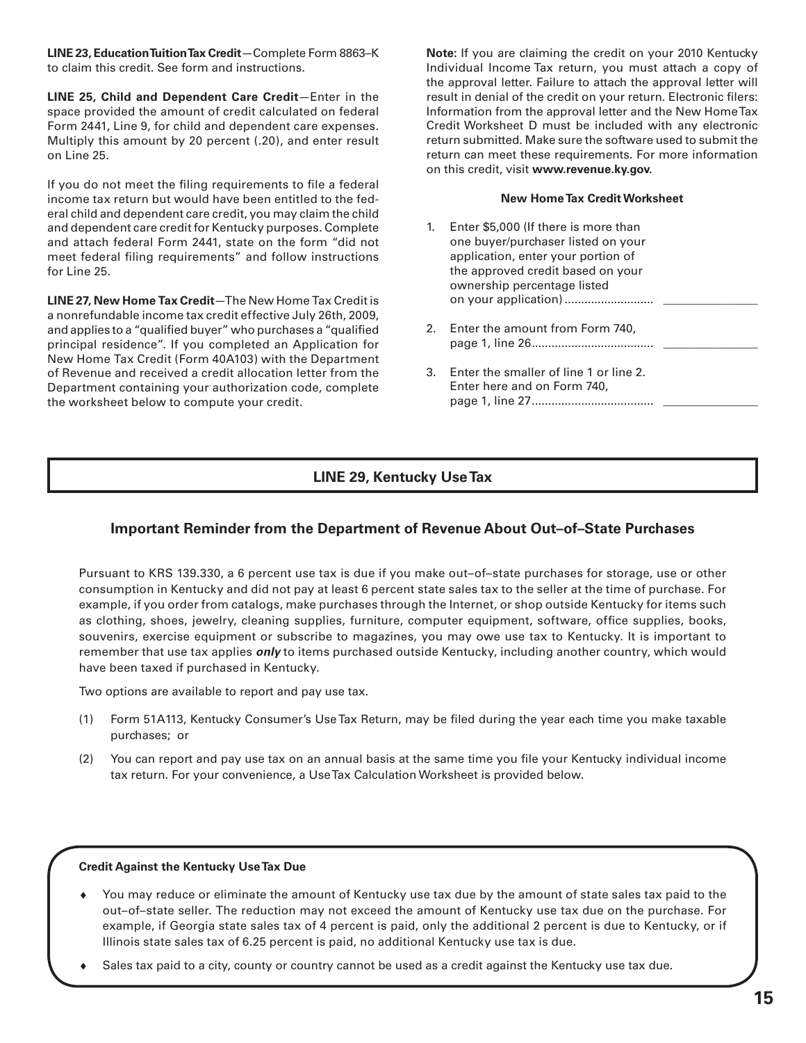**LINE 23, Education Tuition Tax Credit**—Complete Form 8863–K to claim this credit. See form and instructions.

**LINE 25, Child and Dependent Care Credit**—Enter in the space provided the amount of credit calculated on federal Form 2441, Line 9, for child and dependent care expenses. Multiply this amount by 20 percent (.20), and enter result on Line 25.

If you do not meet the filing requirements to file a federal income tax return but would have been entitled to the federal child and dependent care credit, you may claim the child and dependent care credit for Kentucky purposes. Complete and attach federal Form 2441, state on the form "did not meet federal filing requirements" and follow instructions for Line 25.

**LINE 27, New Home Tax Credit**—The New Home Tax Credit is a nonrefundable income tax credit effective July 26th, 2009, and applies to a "qualified buyer" who purchases a "qualified principal residence". If you completed an Application for New Home Tax Credit (Form 40A103) with the Department of Revenue and received a credit allocation letter from the Department containing your authorization code, complete the worksheet below to compute your credit.

**Note:** If you are claiming the credit on your 2010 Kentucky Individual Income Tax return, you must attach a copy of the approval letter. Failure to attach the approval letter will result in denial of the credit on your return. Electronic filers: Information from the approval letter and the New Home Tax Credit Worksheet D must be included with any electronic return submitted. Make sure the software used to submit the return can meet these requirements. For more information on this credit, visit **www.revenue.ky.gov.**

**New Home Tax Credit Worksheet**

1. Enter $5,000 (If there is more than one buyer/purchaser listed on your application, enter your portion of the approved credit based on your ownership percentage listed on your application) .......................... _______________
2. Enter the amount from Form 740, page 1, line 26.................................... _______________
3. Enter the smaller of line 1 or line 2. Enter here and on Form 740, page 1, line 27.................................... _______________

## LINE 29, Kentucky Use Tax

### Important Reminder from the Department of Revenue About Out–of–State Purchases

Pursuant to KRS 139.330, a 6 percent use tax is due if you make out–of–state purchases for storage, use or other consumption in Kentucky and did not pay at least 6 percent state sales tax to the seller at the time of purchase. For example, if you order from catalogs, make purchases through the Internet, or shop outside Kentucky for items such as clothing, shoes, jewelry, cleaning supplies, furniture, computer equipment, software, office supplies, books, souvenirs, exercise equipment or subscribe to magazines, you may owe use tax to Kentucky. It is important to remember that use tax applies ***only*** to items purchased outside Kentucky, including another country, which would have been taxed if purchased in Kentucky.

Two options are available to report and pay use tax.

(1) Form 51A113, Kentucky Consumer's Use Tax Return, may be filed during the year each time you make taxable purchases; or

(2) You can report and pay use tax on an annual basis at the same time you file your Kentucky individual income tax return. For your convenience, a Use Tax Calculation Worksheet is provided below.

**Credit Against the Kentucky Use Tax Due**

- You may reduce or eliminate the amount of Kentucky use tax due by the amount of state sales tax paid to the out–of–state seller. The reduction may not exceed the amount of Kentucky use tax due on the purchase. For example, if Georgia state sales tax of 4 percent is paid, only the additional 2 percent is due to Kentucky, or if Illinois state sales tax of 6.25 percent is paid, no additional Kentucky use tax is due.
- Sales tax paid to a city, county or country cannot be used as a credit against the Kentucky use tax due.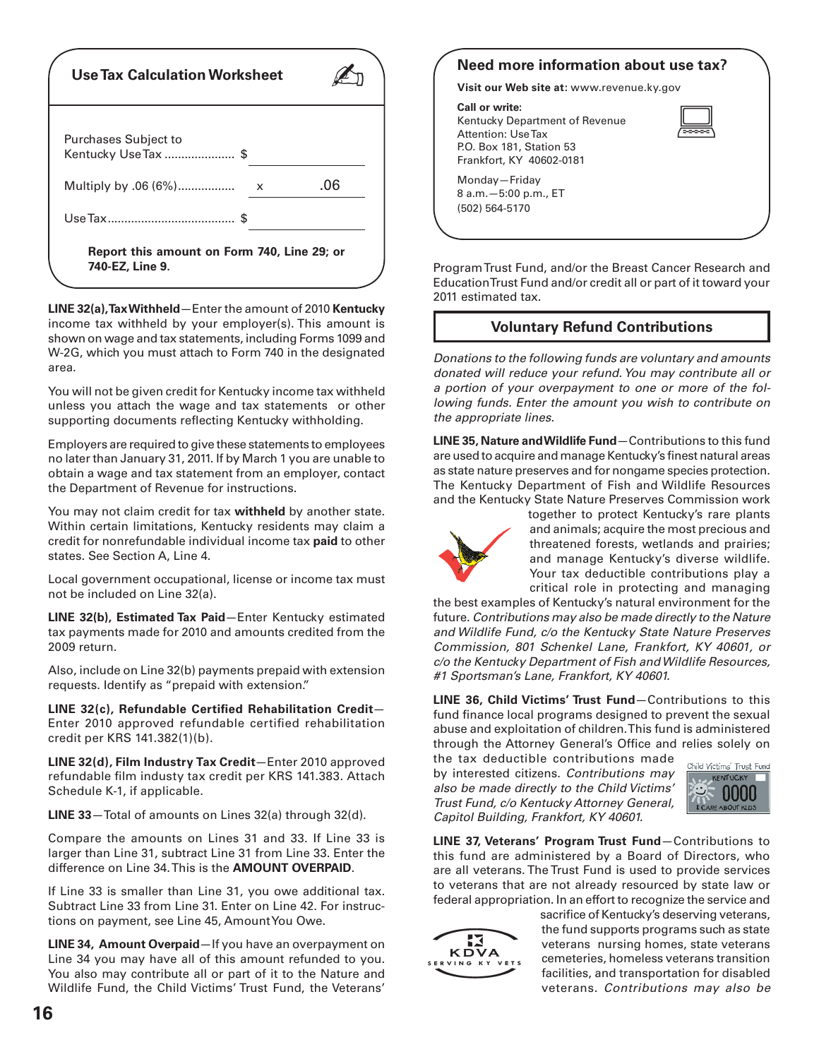## Use Tax Calculation Worksheet

| | | |
|---|---|---|
| Purchases Subject to Kentucky Use Tax .................... | $ | |
| Multiply by .06 (6%)................ | x | .06 |
| Use Tax..................................... | $ | |

**Report this amount on Form 740, Line 29; or 740-EZ, Line 9.**

**LINE 32(a), Tax Withheld**—Enter the amount of 2010 **Kentucky** income tax withheld by your employer(s). This amount is shown on wage and tax statements, including Forms 1099 and W-2G, which you must attach to Form 740 in the designated area.

You will not be given credit for Kentucky income tax withheld unless you attach the wage and tax statements or other supporting documents reflecting Kentucky withholding.

Employers are required to give these statements to employees no later than January 31, 2011. If by March 1 you are unable to obtain a wage and tax statement from an employer, contact the Department of Revenue for instructions.

You may not claim credit for tax **withheld** by another state. Within certain limitations, Kentucky residents may claim a credit for nonrefundable individual income tax **paid** to other states. See Section A, Line 4.

Local government occupational, license or income tax must not be included on Line 32(a).

**LINE 32(b), Estimated Tax Paid**—Enter Kentucky estimated tax payments made for 2010 and amounts credited from the 2009 return.

Also, include on Line 32(b) payments prepaid with extension requests. Identify as "prepaid with extension."

**LINE 32(c), Refundable Certified Rehabilitation Credit**—Enter 2010 approved refundable certified rehabilitation credit per KRS 141.382(1)(b).

**LINE 32(d), Film Industry Tax Credit**—Enter 2010 approved refundable film industy tax credit per KRS 141.383. Attach Schedule K-1, if applicable.

**LINE 33**—Total of amounts on Lines 32(a) through 32(d).

Compare the amounts on Lines 31 and 33. If Line 33 is larger than Line 31, subtract Line 31 from Line 33. Enter the difference on Line 34. This is the **AMOUNT OVERPAID**.

If Line 33 is smaller than Line 31, you owe additional tax. Subtract Line 33 from Line 31. Enter on Line 42. For instructions on payment, see Line 45, Amount You Owe.

**LINE 34, Amount Overpaid**—If you have an overpayment on Line 34 you may have all of this amount refunded to you. You also may contribute all or part of it to the Nature and Wildlife Fund, the Child Victims' Trust Fund, the Veterans' Program Trust Fund, and/or the Breast Cancer Research and Education Trust Fund and/or credit all or part of it toward your 2011 estimated tax.

## Need more information about use tax?

**Visit our Web site at:** www.revenue.ky.gov

**Call or write:**
Kentucky Department of Revenue
Attention: Use Tax
P.O. Box 181, Station 53
Frankfort, KY 40602-0181

Monday—Friday
8 a.m.—5:00 p.m., ET
(502) 564-5170

## Voluntary Refund Contributions

*Donations to the following funds are voluntary and amounts donated will reduce your refund. You may contribute all or a portion of your overpayment to one or more of the following funds. Enter the amount you wish to contribute on the appropriate lines.*

**LINE 35, Nature and Wildlife Fund**—Contributions to this fund are used to acquire and manage Kentucky's finest natural areas as state nature preserves and for nongame species protection. The Kentucky Department of Fish and Wildlife Resources and the Kentucky State Nature Preserves Commission work together to protect Kentucky's rare plants and animals; acquire the most precious and threatened forests, wetlands and prairies; and manage Kentucky's diverse wildlife. Your tax deductible contributions play a critical role in protecting and managing the best examples of Kentucky's natural environment for the future. *Contributions may also be made directly to the Nature and Wildlife Fund, c/o the Kentucky State Nature Preserves Commission, 801 Schenkel Lane, Frankfort, KY 40601, or c/o the Kentucky Department of Fish and Wildlife Resources, #1 Sportsman's Lane, Frankfort, KY 40601.*

**LINE 36, Child Victims' Trust Fund**—Contributions to this fund finance local programs designed to prevent the sexual abuse and exploitation of children. This fund is administered through the Attorney General's Office and relies solely on the tax deductible contributions made by interested citizens. *Contributions may also be made directly to the Child Victims' Trust Fund, c/o Kentucky Attorney General, Capitol Building, Frankfort, KY 40601.*

**LINE 37, Veterans' Program Trust Fund**—Contributions to this fund are administered by a Board of Directors, who are all veterans. The Trust Fund is used to provide services to veterans that are not already resourced by state law or federal appropriation. In an effort to recognize the service and sacrifice of Kentucky's deserving veterans, the fund supports programs such as state veterans nursing homes, state veterans cemeteries, homeless veterans transition facilities, and transportation for disabled veterans. *Contributions may also be*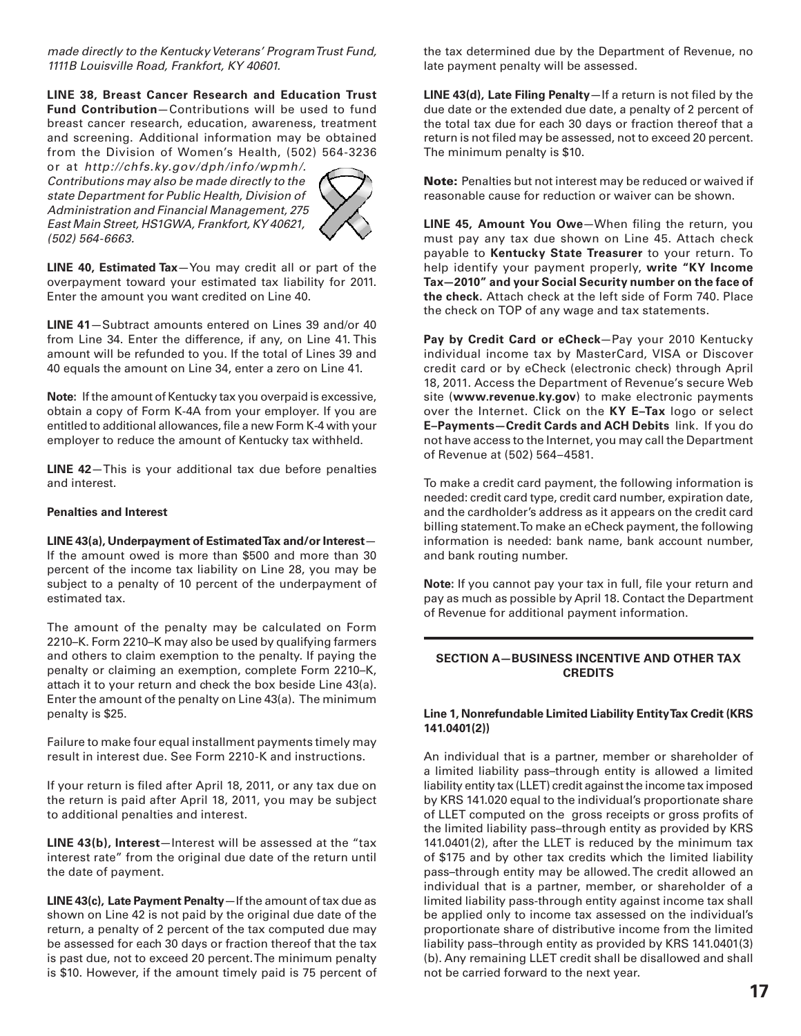*made directly to the Kentucky Veterans' Program Trust Fund, 1111B Louisville Road, Frankfort, KY 40601.*

**LINE 38, Breast Cancer Research and Education Trust Fund Contribution**—Contributions will be used to fund breast cancer research, education, awareness, treatment and screening. Additional information may be obtained from the Division of Women's Health, (502) 564-3236 or at *http://chfs.ky.gov/dph/info/wpmh/. Contributions may also be made directly to the state Department for Public Health, Division of Administration and Financial Management, 275 East Main Street, HS1GWA, Frankfort, KY 40621, (502) 564-6663.*

**LINE 40, Estimated Tax**—You may credit all or part of the overpayment toward your estimated tax liability for 2011. Enter the amount you want credited on Line 40.

**LINE 41**—Subtract amounts entered on Lines 39 and/or 40 from Line 34. Enter the difference, if any, on Line 41. This amount will be refunded to you. If the total of Lines 39 and 40 equals the amount on Line 34, enter a zero on Line 41.

**Note:** If the amount of Kentucky tax you overpaid is excessive, obtain a copy of Form K-4A from your employer. If you are entitled to additional allowances, file a new Form K-4 with your employer to reduce the amount of Kentucky tax withheld.

**LINE 42**—This is your additional tax due before penalties and interest.

**Penalties and Interest**

**LINE 43(a), Underpayment of Estimated Tax and/or Interest**—If the amount owed is more than $500 and more than 30 percent of the income tax liability on Line 28, you may be subject to a penalty of 10 percent of the underpayment of estimated tax.

The amount of the penalty may be calculated on Form 2210–K. Form 2210–K may also be used by qualifying farmers and others to claim exemption to the penalty. If paying the penalty or claiming an exemption, complete Form 2210–K, attach it to your return and check the box beside Line 43(a). Enter the amount of the penalty on Line 43(a). The minimum penalty is $25.

Failure to make four equal installment payments timely may result in interest due. See Form 2210-K and instructions.

If your return is filed after April 18, 2011, or any tax due on the return is paid after April 18, 2011, you may be subject to additional penalties and interest.

**LINE 43(b), Interest**—Interest will be assessed at the "tax interest rate" from the original due date of the return until the date of payment.

**LINE 43(c), Late Payment Penalty**—If the amount of tax due as shown on Line 42 is not paid by the original due date of the return, a penalty of 2 percent of the tax computed due may be assessed for each 30 days or fraction thereof that the tax is past due, not to exceed 20 percent. The minimum penalty is $10. However, if the amount timely paid is 75 percent of the tax determined due by the Department of Revenue, no late payment penalty will be assessed.

**LINE 43(d), Late Filing Penalty**—If a return is not filed by the due date or the extended due date, a penalty of 2 percent of the total tax due for each 30 days or fraction thereof that a return is not filed may be assessed, not to exceed 20 percent. The minimum penalty is $10.

**Note:** Penalties but not interest may be reduced or waived if reasonable cause for reduction or waiver can be shown.

**LINE 45, Amount You Owe**—When filing the return, you must pay any tax due shown on Line 45. Attach check payable to **Kentucky State Treasurer** to your return. To help identify your payment properly, **write "KY Income Tax—2010" and your Social Security number on the face of the check.** Attach check at the left side of Form 740. Place the check on TOP of any wage and tax statements.

**Pay by Credit Card or eCheck**—Pay your 2010 Kentucky individual income tax by MasterCard, VISA or Discover credit card or by eCheck (electronic check) through April 18, 2011. Access the Department of Revenue's secure Web site (**www.revenue.ky.gov**) to make electronic payments over the Internet. Click on the **KY E–Tax** logo or select **E–Payments—Credit Cards and ACH Debits** link. If you do not have access to the Internet, you may call the Department of Revenue at (502) 564–4581.

To make a credit card payment, the following information is needed: credit card type, credit card number, expiration date, and the cardholder's address as it appears on the credit card billing statement. To make an eCheck payment, the following information is needed: bank name, bank account number, and bank routing number.

**Note:** If you cannot pay your tax in full, file your return and pay as much as possible by April 18. Contact the Department of Revenue for additional payment information.

## SECTION A—BUSINESS INCENTIVE AND OTHER TAX CREDITS

**Line 1, Nonrefundable Limited Liability Entity Tax Credit (KRS 141.0401(2))**

An individual that is a partner, member or shareholder of a limited liability pass–through entity is allowed a limited liability entity tax (LLET) credit against the income tax imposed by KRS 141.020 equal to the individual's proportionate share of LLET computed on the gross receipts or gross profits of the limited liability pass–through entity as provided by KRS 141.0401(2), after the LLET is reduced by the minimum tax of $175 and by other tax credits which the limited liability pass–through entity may be allowed. The credit allowed an individual that is a partner, member, or shareholder of a limited liability pass-through entity against income tax shall be applied only to income tax assessed on the individual's proportionate share of distributive income from the limited liability pass–through entity as provided by KRS 141.0401(3)(b). Any remaining LLET credit shall be disallowed and shall not be carried forward to the next year.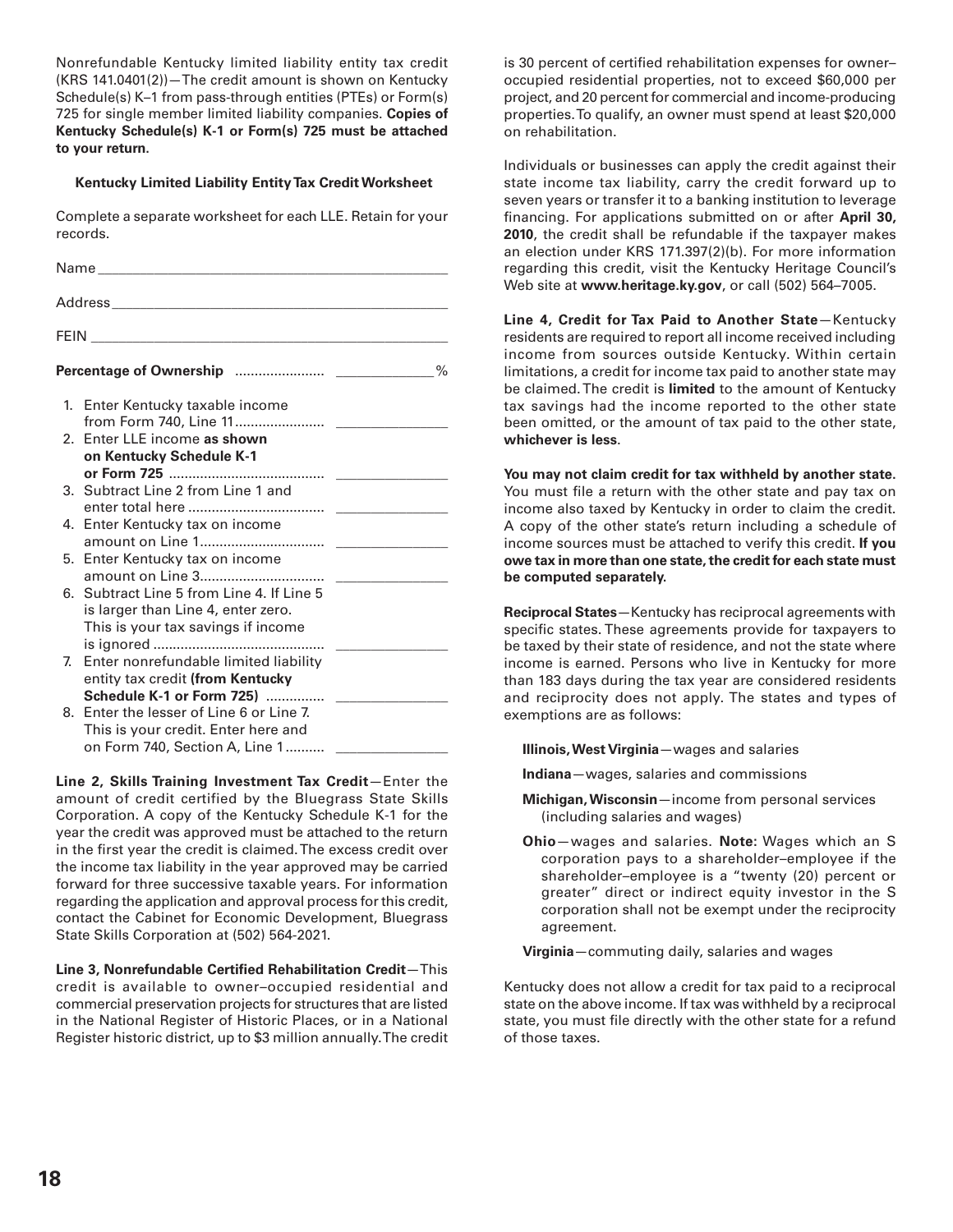Nonrefundable Kentucky limited liability entity tax credit (KRS 141.0401(2))—The credit amount is shown on Kentucky Schedule(s) K–1 from pass-through entities (PTEs) or Form(s) 725 for single member limited liability companies. **Copies of Kentucky Schedule(s) K-1 or Form(s) 725 must be attached to your return.**

**Kentucky Limited Liability Entity Tax Credit Worksheet**

Complete a separate worksheet for each LLE. Retain for your records.

Name _______________________________________________

Address _____________________________________________

FEIN _______________________________________________

**Percentage of Ownership** ....................... _____________%

1. Enter Kentucky taxable income from Form 740, Line 11....................... _______________
2. Enter LLE income **as shown on Kentucky Schedule K-1 or Form 725** ........................................ _______________
3. Subtract Line 2 from Line 1 and enter total here .................................. _______________
4. Enter Kentucky tax on income amount on Line 1................................ _______________
5. Enter Kentucky tax on income amount on Line 3................................ _______________
6. Subtract Line 5 from Line 4. If Line 5 is larger than Line 4, enter zero. This is your tax savings if income is ignored ........................................... _______________
7. Enter nonrefundable limited liability entity tax credit **(from Kentucky Schedule K-1 or Form 725)** ............... _______________
8. Enter the lesser of Line 6 or Line 7. This is your credit. Enter here and on Form 740, Section A, Line 1.......... _______________

**Line 2, Skills Training Investment Tax Credit**—Enter the amount of credit certified by the Bluegrass State Skills Corporation. A copy of the Kentucky Schedule K-1 for the year the credit was approved must be attached to the return in the first year the credit is claimed. The excess credit over the income tax liability in the year approved may be carried forward for three successive taxable years. For information regarding the application and approval process for this credit, contact the Cabinet for Economic Development, Bluegrass State Skills Corporation at (502) 564-2021.

**Line 3, Nonrefundable Certified Rehabilitation Credit**—This credit is available to owner–occupied residential and commercial preservation projects for structures that are listed in the National Register of Historic Places, or in a National Register historic district, up to $3 million annually. The credit is 30 percent of certified rehabilitation expenses for owner–occupied residential properties, not to exceed $60,000 per project, and 20 percent for commercial and income-producing properties. To qualify, an owner must spend at least $20,000 on rehabilitation.

Individuals or businesses can apply the credit against their state income tax liability, carry the credit forward up to seven years or transfer it to a banking institution to leverage financing. For applications submitted on or after **April 30, 2010**, the credit shall be refundable if the taxpayer makes an election under KRS 171.397(2)(b). For more information regarding this credit, visit the Kentucky Heritage Council's Web site at **www.heritage.ky.gov**, or call (502) 564–7005.

**Line 4, Credit for Tax Paid to Another State**—Kentucky residents are required to report all income received including income from sources outside Kentucky. Within certain limitations, a credit for income tax paid to another state may be claimed. The credit is **limited** to the amount of Kentucky tax savings had the income reported to the other state been omitted, or the amount of tax paid to the other state, **whichever is less**.

**You may not claim credit for tax withheld by another state.** You must file a return with the other state and pay tax on income also taxed by Kentucky in order to claim the credit. A copy of the other state's return including a schedule of income sources must be attached to verify this credit. **If you owe tax in more than one state, the credit for each state must be computed separately.**

**Reciprocal States**—Kentucky has reciprocal agreements with specific states. These agreements provide for taxpayers to be taxed by their state of residence, and not the state where income is earned. Persons who live in Kentucky for more than 183 days during the tax year are considered residents and reciprocity does not apply. The states and types of exemptions are as follows:

**Illinois, West Virginia**—wages and salaries

**Indiana**—wages, salaries and commissions

**Michigan, Wisconsin**—income from personal services (including salaries and wages)

**Ohio**—wages and salaries. **Note:** Wages which an S corporation pays to a shareholder–employee if the shareholder–employee is a "twenty (20) percent or greater" direct or indirect equity investor in the S corporation shall not be exempt under the reciprocity agreement.

**Virginia**—commuting daily, salaries and wages

Kentucky does not allow a credit for tax paid to a reciprocal state on the above income. If tax was withheld by a reciprocal state, you must file directly with the other state for a refund of those taxes.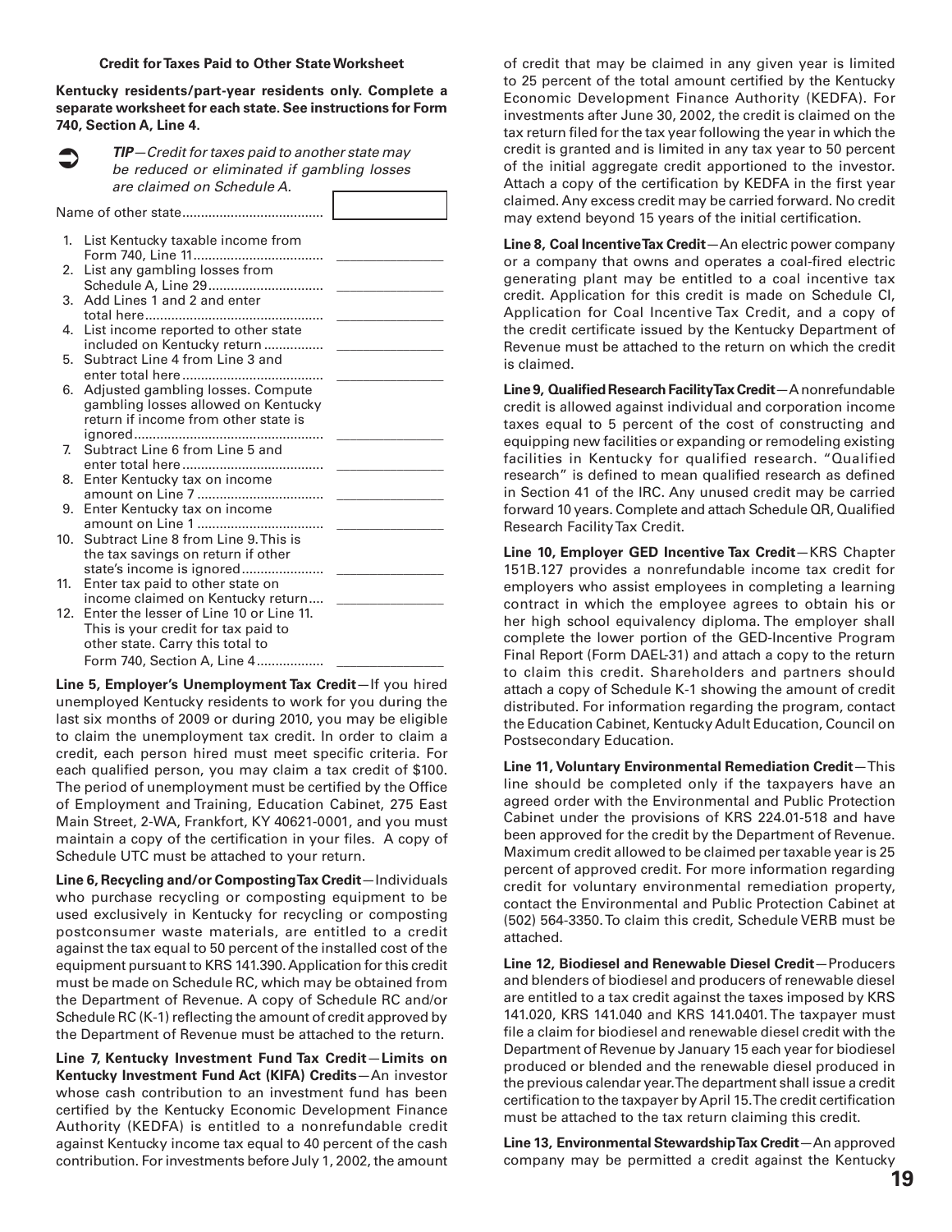### Credit for Taxes Paid to Other State Worksheet

**Kentucky residents/part-year residents only. Complete a separate worksheet for each state. See instructions for Form 740, Section A, Line 4.**

➲ ***TIP**—Credit for taxes paid to another state may be reduced or eliminated if gambling losses are claimed on Schedule A.*

Name of other state..................................... \_\_\_\_\_\_\_\_\_\_\_\_\_\_

1. List Kentucky taxable income from Form 740, Line 11.................................. \_\_\_\_\_\_\_\_\_\_\_\_\_\_
2. List any gambling losses from Schedule A, Line 29.............................. \_\_\_\_\_\_\_\_\_\_\_\_\_\_
3. Add Lines 1 and 2 and enter total here............................................... \_\_\_\_\_\_\_\_\_\_\_\_\_\_
4. List income reported to other state included on Kentucky return ................ \_\_\_\_\_\_\_\_\_\_\_\_\_\_
5. Subtract Line 4 from Line 3 and enter total here ...................................... \_\_\_\_\_\_\_\_\_\_\_\_\_\_
6. Adjusted gambling losses. Compute gambling losses allowed on Kentucky return if income from other state is ignored.................................................. \_\_\_\_\_\_\_\_\_\_\_\_\_\_
7. Subtract Line 6 from Line 5 and enter total here ...................................... \_\_\_\_\_\_\_\_\_\_\_\_\_\_
8. Enter Kentucky tax on income amount on Line 7 ................................. \_\_\_\_\_\_\_\_\_\_\_\_\_\_
9. Enter Kentucky tax on income amount on Line 1 ................................. \_\_\_\_\_\_\_\_\_\_\_\_\_\_
10. Subtract Line 8 from Line 9. This is the tax savings on return if other state's income is ignored..................... \_\_\_\_\_\_\_\_\_\_\_\_\_\_
11. Enter tax paid to other state on income claimed on Kentucky return.... \_\_\_\_\_\_\_\_\_\_\_\_\_\_
12. Enter the lesser of Line 10 or Line 11. This is your credit for tax paid to other state. Carry this total to Form 740, Section A, Line 4................. \_\_\_\_\_\_\_\_\_\_\_\_\_\_

**Line 5, Employer's Unemployment Tax Credit**—If you hired unemployed Kentucky residents to work for you during the last six months of 2009 or during 2010, you may be eligible to claim the unemployment tax credit. In order to claim a credit, each person hired must meet specific criteria. For each qualified person, you may claim a tax credit of $100. The period of unemployment must be certified by the Office of Employment and Training, Education Cabinet, 275 East Main Street, 2-WA, Frankfort, KY 40621-0001, and you must maintain a copy of the certification in your files. A copy of Schedule UTC must be attached to your return.

**Line 6, Recycling and/or Composting Tax Credit**—Individuals who purchase recycling or composting equipment to be used exclusively in Kentucky for recycling or composting postconsumer waste materials, are entitled to a credit against the tax equal to 50 percent of the installed cost of the equipment pursuant to KRS 141.390. Application for this credit must be made on Schedule RC, which may be obtained from the Department of Revenue. A copy of Schedule RC and/or Schedule RC (K-1) reflecting the amount of credit approved by the Department of Revenue must be attached to the return.

**Line 7, Kentucky Investment Fund Tax Credit—Limits on Kentucky Investment Fund Act (KIFA) Credits**—An investor whose cash contribution to an investment fund has been certified by the Kentucky Economic Development Finance Authority (KEDFA) is entitled to a nonrefundable credit against Kentucky income tax equal to 40 percent of the cash contribution. For investments before July 1, 2002, the amount of credit that may be claimed in any given year is limited to 25 percent of the total amount certified by the Kentucky Economic Development Finance Authority (KEDFA). For investments after June 30, 2002, the credit is claimed on the tax return filed for the tax year following the year in which the credit is granted and is limited in any tax year to 50 percent of the initial aggregate credit apportioned to the investor. Attach a copy of the certification by KEDFA in the first year claimed. Any excess credit may be carried forward. No credit may extend beyond 15 years of the initial certification.

**Line 8, Coal Incentive Tax Credit**—An electric power company or a company that owns and operates a coal-fired electric generating plant may be entitled to a coal incentive tax credit. Application for this credit is made on Schedule CI, Application for Coal Incentive Tax Credit, and a copy of the credit certificate issued by the Kentucky Department of Revenue must be attached to the return on which the credit is claimed.

**Line 9, Qualified Research Facility Tax Credit**—A nonrefundable credit is allowed against individual and corporation income taxes equal to 5 percent of the cost of constructing and equipping new facilities or expanding or remodeling existing facilities in Kentucky for qualified research. "Qualified research" is defined to mean qualified research as defined in Section 41 of the IRC. Any unused credit may be carried forward 10 years. Complete and attach Schedule QR, Qualified Research Facility Tax Credit.

**Line 10, Employer GED Incentive Tax Credit**—KRS Chapter 151B.127 provides a nonrefundable income tax credit for employers who assist employees in completing a learning contract in which the employee agrees to obtain his or her high school equivalency diploma. The employer shall complete the lower portion of the GED-Incentive Program Final Report (Form DAEL-31) and attach a copy to the return to claim this credit. Shareholders and partners should attach a copy of Schedule K-1 showing the amount of credit distributed. For information regarding the program, contact the Education Cabinet, Kentucky Adult Education, Council on Postsecondary Education.

**Line 11, Voluntary Environmental Remediation Credit**—This line should be completed only if the taxpayers have an agreed order with the Environmental and Public Protection Cabinet under the provisions of KRS 224.01-518 and have been approved for the credit by the Department of Revenue. Maximum credit allowed to be claimed per taxable year is 25 percent of approved credit. For more information regarding credit for voluntary environmental remediation property, contact the Environmental and Public Protection Cabinet at (502) 564-3350. To claim this credit, Schedule VERB must be attached.

**Line 12, Biodiesel and Renewable Diesel Credit**—Producers and blenders of biodiesel and producers of renewable diesel are entitled to a tax credit against the taxes imposed by KRS 141.020, KRS 141.040 and KRS 141.0401. The taxpayer must file a claim for biodiesel and renewable diesel credit with the Department of Revenue by January 15 each year for biodiesel produced or blended and the renewable diesel produced in the previous calendar year. The department shall issue a credit certification to the taxpayer by April 15. The credit certification must be attached to the tax return claiming this credit.

**Line 13, Environmental Stewardship Tax Credit**—An approved company may be permitted a credit against the Kentucky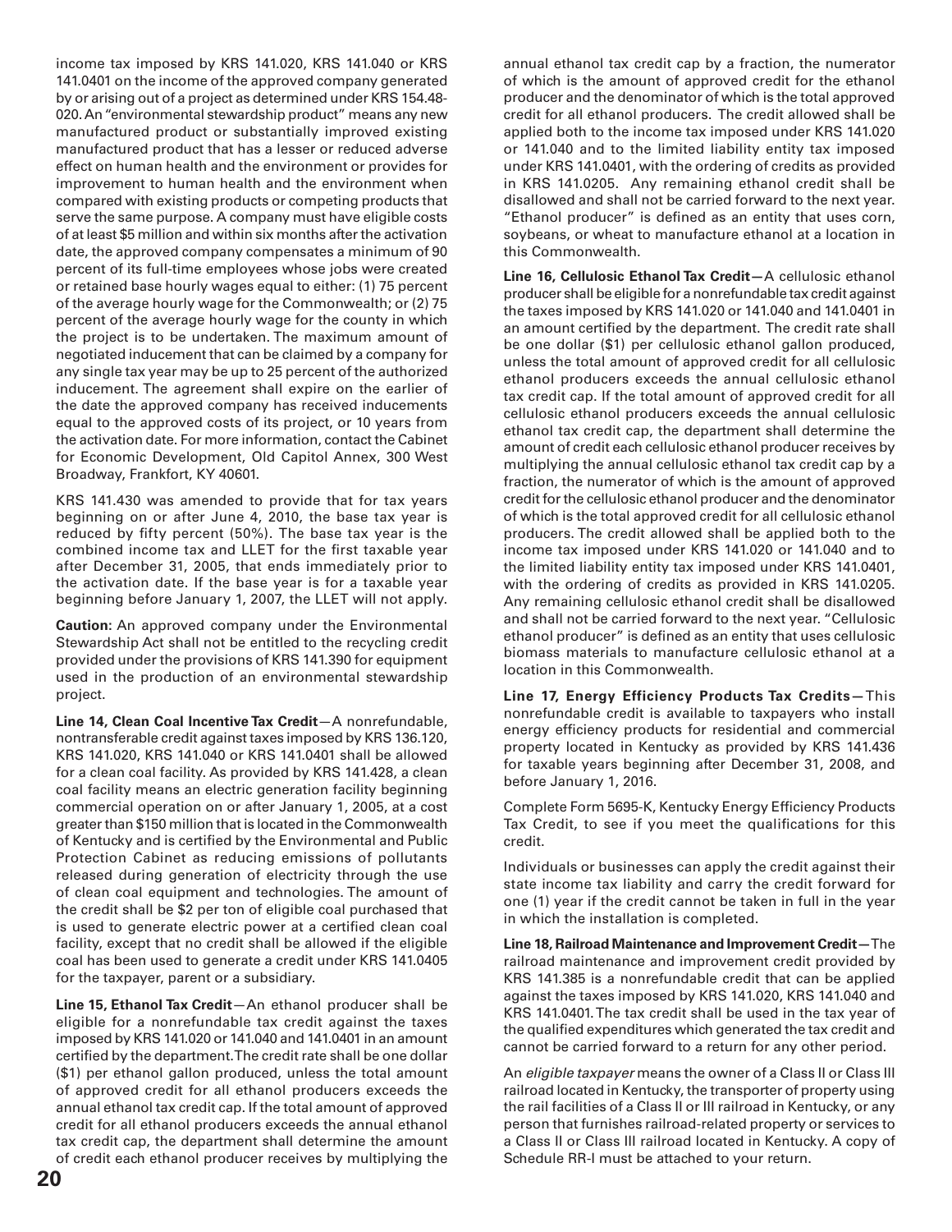income tax imposed by KRS 141.020, KRS 141.040 or KRS 141.0401 on the income of the approved company generated by or arising out of a project as determined under KRS 154.48-020. An "environmental stewardship product" means any new manufactured product or substantially improved existing manufactured product that has a lesser or reduced adverse effect on human health and the environment or provides for improvement to human health and the environment when compared with existing products or competing products that serve the same purpose. A company must have eligible costs of at least $5 million and within six months after the activation date, the approved company compensates a minimum of 90 percent of its full-time employees whose jobs were created or retained base hourly wages equal to either: (1) 75 percent of the average hourly wage for the Commonwealth; or (2) 75 percent of the average hourly wage for the county in which the project is to be undertaken. The maximum amount of negotiated inducement that can be claimed by a company for any single tax year may be up to 25 percent of the authorized inducement. The agreement shall expire on the earlier of the date the approved company has received inducements equal to the approved costs of its project, or 10 years from the activation date. For more information, contact the Cabinet for Economic Development, Old Capitol Annex, 300 West Broadway, Frankfort, KY 40601.

KRS 141.430 was amended to provide that for tax years beginning on or after June 4, 2010, the base tax year is reduced by fifty percent (50%). The base tax year is the combined income tax and LLET for the first taxable year after December 31, 2005, that ends immediately prior to the activation date. If the base year is for a taxable year beginning before January 1, 2007, the LLET will not apply.

**Caution:** An approved company under the Environmental Stewardship Act shall not be entitled to the recycling credit provided under the provisions of KRS 141.390 for equipment used in the production of an environmental stewardship project.

**Line 14, Clean Coal Incentive Tax Credit**—A nonrefundable, nontransferable credit against taxes imposed by KRS 136.120, KRS 141.020, KRS 141.040 or KRS 141.0401 shall be allowed for a clean coal facility. As provided by KRS 141.428, a clean coal facility means an electric generation facility beginning commercial operation on or after January 1, 2005, at a cost greater than $150 million that is located in the Commonwealth of Kentucky and is certified by the Environmental and Public Protection Cabinet as reducing emissions of pollutants released during generation of electricity through the use of clean coal equipment and technologies. The amount of the credit shall be $2 per ton of eligible coal purchased that is used to generate electric power at a certified clean coal facility, except that no credit shall be allowed if the eligible coal has been used to generate a credit under KRS 141.0405 for the taxpayer, parent or a subsidiary.

**Line 15, Ethanol Tax Credit**—An ethanol producer shall be eligible for a nonrefundable tax credit against the taxes imposed by KRS 141.020 or 141.040 and 141.0401 in an amount certified by the department. The credit rate shall be one dollar ($1) per ethanol gallon produced, unless the total amount of approved credit for all ethanol producers exceeds the annual ethanol tax credit cap. If the total amount of approved credit for all ethanol producers exceeds the annual ethanol tax credit cap, the department shall determine the amount of credit each ethanol producer receives by multiplying the annual ethanol tax credit cap by a fraction, the numerator of which is the amount of approved credit for the ethanol producer and the denominator of which is the total approved credit for all ethanol producers. The credit allowed shall be applied both to the income tax imposed under KRS 141.020 or 141.040 and to the limited liability entity tax imposed under KRS 141.0401, with the ordering of credits as provided in KRS 141.0205. Any remaining ethanol credit shall be disallowed and shall not be carried forward to the next year. "Ethanol producer" is defined as an entity that uses corn, soybeans, or wheat to manufacture ethanol at a location in this Commonwealth.

**Line 16, Cellulosic Ethanol Tax Credit—**A cellulosic ethanol producer shall be eligible for a nonrefundable tax credit against the taxes imposed by KRS 141.020 or 141.040 and 141.0401 in an amount certified by the department. The credit rate shall be one dollar ($1) per cellulosic ethanol gallon produced, unless the total amount of approved credit for all cellulosic ethanol producers exceeds the annual cellulosic ethanol tax credit cap. If the total amount of approved credit for all cellulosic ethanol producers exceeds the annual cellulosic ethanol tax credit cap, the department shall determine the amount of credit each cellulosic ethanol producer receives by multiplying the annual cellulosic ethanol tax credit cap by a fraction, the numerator of which is the amount of approved credit for the cellulosic ethanol producer and the denominator of which is the total approved credit for all cellulosic ethanol producers. The credit allowed shall be applied both to the income tax imposed under KRS 141.020 or 141.040 and to the limited liability entity tax imposed under KRS 141.0401, with the ordering of credits as provided in KRS 141.0205. Any remaining cellulosic ethanol credit shall be disallowed and shall not be carried forward to the next year. "Cellulosic ethanol producer" is defined as an entity that uses cellulosic biomass materials to manufacture cellulosic ethanol at a location in this Commonwealth.

**Line 17, Energy Efficiency Products Tax Credits—**This nonrefundable credit is available to taxpayers who install energy efficiency products for residential and commercial property located in Kentucky as provided by KRS 141.436 for taxable years beginning after December 31, 2008, and before January 1, 2016.

Complete Form 5695-K, Kentucky Energy Efficiency Products Tax Credit, to see if you meet the qualifications for this credit.

Individuals or businesses can apply the credit against their state income tax liability and carry the credit forward for one (1) year if the credit cannot be taken in full in the year in which the installation is completed.

**Line 18, Railroad Maintenance and Improvement Credit—**The railroad maintenance and improvement credit provided by KRS 141.385 is a nonrefundable credit that can be applied against the taxes imposed by KRS 141.020, KRS 141.040 and KRS 141.0401. The tax credit shall be used in the tax year of the qualified expenditures which generated the tax credit and cannot be carried forward to a return for any other period.

An *eligible taxpayer* means the owner of a Class II or Class III railroad located in Kentucky, the transporter of property using the rail facilities of a Class II or III railroad in Kentucky, or any person that furnishes railroad-related property or services to a Class II or Class III railroad located in Kentucky. A copy of Schedule RR-I must be attached to your return.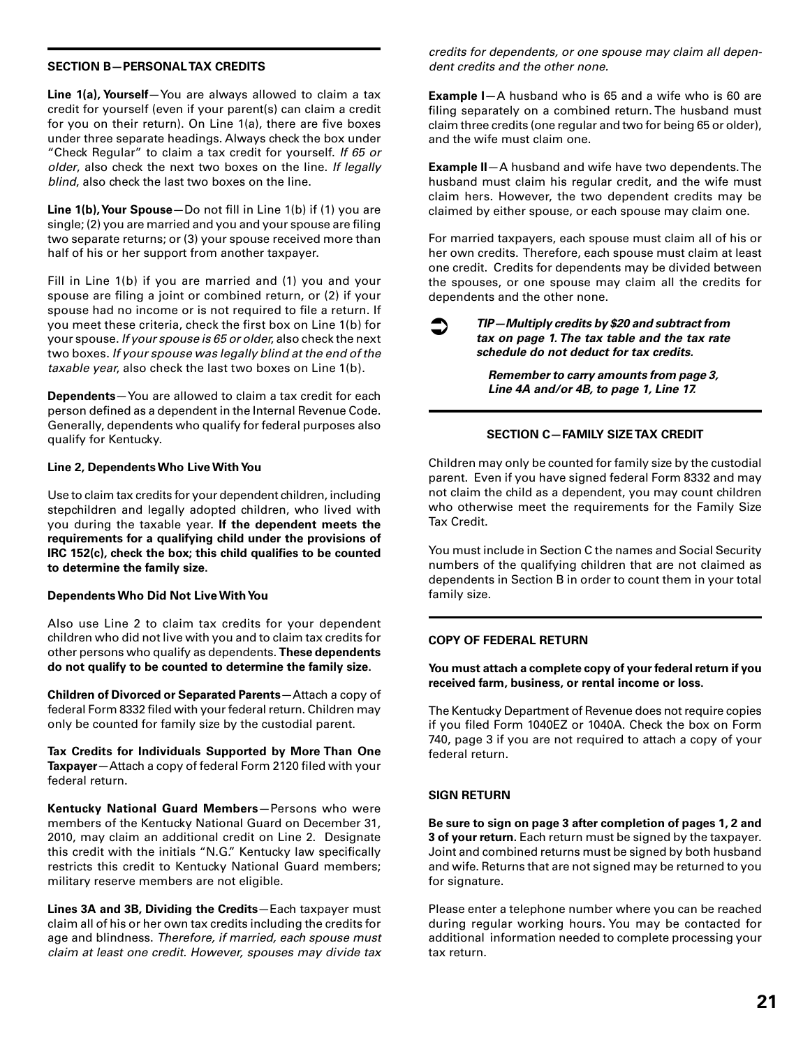## SECTION B—PERSONAL TAX CREDITS

**Line 1(a), Yourself**—You are always allowed to claim a tax credit for yourself (even if your parent(s) can claim a credit for you on their return). On Line 1(a), there are five boxes under three separate headings. Always check the box under "Check Regular" to claim a tax credit for yourself. *If 65 or older*, also check the next two boxes on the line. *If legally blind*, also check the last two boxes on the line.

**Line 1(b), Your Spouse**—Do not fill in Line 1(b) if (1) you are single; (2) you are married and you and your spouse are filing two separate returns; or (3) your spouse received more than half of his or her support from another taxpayer.

Fill in Line 1(b) if you are married and (1) you and your spouse are filing a joint or combined return, or (2) if your spouse had no income or is not required to file a return. If you meet these criteria, check the first box on Line 1(b) for your spouse. *If your spouse is 65 or older*, also check the next two boxes. *If your spouse was legally blind at the end of the taxable year*, also check the last two boxes on Line 1(b).

**Dependents**—You are allowed to claim a tax credit for each person defined as a dependent in the Internal Revenue Code. Generally, dependents who qualify for federal purposes also qualify for Kentucky.

**Line 2, Dependents Who Live With You**

Use to claim tax credits for your dependent children, including stepchildren and legally adopted children, who lived with you during the taxable year. **If the dependent meets the requirements for a qualifying child under the provisions of IRC 152(c), check the box; this child qualifies to be counted to determine the family size.**

**Dependents Who Did Not Live With You**

Also use Line 2 to claim tax credits for your dependent children who did not live with you and to claim tax credits for other persons who qualify as dependents. **These dependents do not qualify to be counted to determine the family size.**

**Children of Divorced or Separated Parents**—Attach a copy of federal Form 8332 filed with your federal return. Children may only be counted for family size by the custodial parent.

**Tax Credits for Individuals Supported by More Than One Taxpayer**—Attach a copy of federal Form 2120 filed with your federal return.

**Kentucky National Guard Members**—Persons who were members of the Kentucky National Guard on December 31, 2010, may claim an additional credit on Line 2. Designate this credit with the initials "N.G." Kentucky law specifically restricts this credit to Kentucky National Guard members; military reserve members are not eligible.

**Lines 3A and 3B, Dividing the Credits**—Each taxpayer must claim all of his or her own tax credits including the credits for age and blindness. *Therefore, if married, each spouse must claim at least one credit. However, spouses may divide tax credits for dependents, or one spouse may claim all dependent credits and the other none.*

**Example I**—A husband who is 65 and a wife who is 60 are filing separately on a combined return. The husband must claim three credits (one regular and two for being 65 or older), and the wife must claim one.

**Example II**—A husband and wife have two dependents. The husband must claim his regular credit, and the wife must claim hers. However, the two dependent credits may be claimed by either spouse, or each spouse may claim one.

For married taxpayers, each spouse must claim all of his or her own credits. Therefore, each spouse must claim at least one credit. Credits for dependents may be divided between the spouses, or one spouse may claim all the credits for dependents and the other none.

➲ ***TIP—Multiply credits by $20 and subtract from tax on page 1. The tax table and the tax rate schedule do not deduct for tax credits.***

***Remember to carry amounts from page 3, Line 4A and/or 4B, to page 1, Line 17.***

## SECTION C—FAMILY SIZE TAX CREDIT

Children may only be counted for family size by the custodial parent. Even if you have signed federal Form 8332 and may not claim the child as a dependent, you may count children who otherwise meet the requirements for the Family Size Tax Credit.

You must include in Section C the names and Social Security numbers of the qualifying children that are not claimed as dependents in Section B in order to count them in your total family size.

## COPY OF FEDERAL RETURN

**You must attach a complete copy of your federal return if you received farm, business, or rental income or loss.**

The Kentucky Department of Revenue does not require copies if you filed Form 1040EZ or 1040A. Check the box on Form 740, page 3 if you are not required to attach a copy of your federal return.

## SIGN RETURN

**Be sure to sign on page 3 after completion of pages 1, 2 and 3 of your return.** Each return must be signed by the taxpayer. Joint and combined returns must be signed by both husband and wife. Returns that are not signed may be returned to you for signature.

Please enter a telephone number where you can be reached during regular working hours. You may be contacted for additional information needed to complete processing your tax return.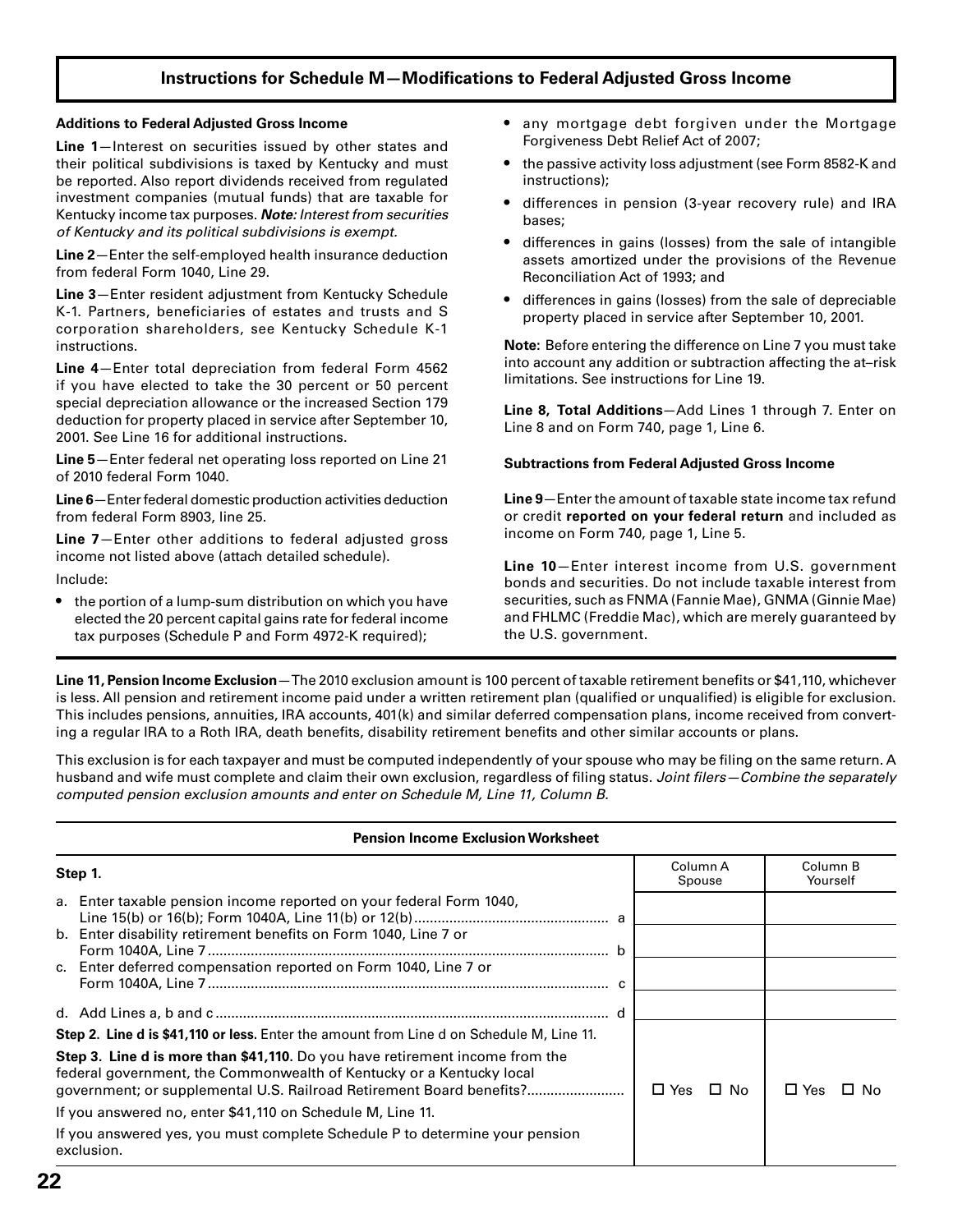## Instructions for Schedule M—Modifications to Federal Adjusted Gross Income

**Additions to Federal Adjusted Gross Income**

**Line 1**—Interest on securities issued by other states and their political subdivisions is taxed by Kentucky and must be reported. Also report dividends received from regulated investment companies (mutual funds) that are taxable for Kentucky income tax purposes. ***Note:*** *Interest from securities of Kentucky and its political subdivisions is exempt.*

**Line 2**—Enter the self-employed health insurance deduction from federal Form 1040, Line 29.

**Line 3**—Enter resident adjustment from Kentucky Schedule K-1. Partners, beneficiaries of estates and trusts and S corporation shareholders, see Kentucky Schedule K-1 instructions.

**Line 4**—Enter total depreciation from federal Form 4562 if you have elected to take the 30 percent or 50 percent special depreciation allowance or the increased Section 179 deduction for property placed in service after September 10, 2001. See Line 16 for additional instructions.

**Line 5**—Enter federal net operating loss reported on Line 21 of 2010 federal Form 1040.

**Line 6**—Enter federal domestic production activities deduction from federal Form 8903, line 25.

**Line 7**—Enter other additions to federal adjusted gross income not listed above (attach detailed schedule).

Include:

- the portion of a lump-sum distribution on which you have elected the 20 percent capital gains rate for federal income tax purposes (Schedule P and Form 4972-K required);
- any mortgage debt forgiven under the Mortgage Forgiveness Debt Relief Act of 2007;
- the passive activity loss adjustment (see Form 8582-K and instructions);
- differences in pension (3-year recovery rule) and IRA bases;
- differences in gains (losses) from the sale of intangible assets amortized under the provisions of the Revenue Reconciliation Act of 1993; and
- differences in gains (losses) from the sale of depreciable property placed in service after September 10, 2001.

**Note:** Before entering the difference on Line 7 you must take into account any addition or subtraction affecting the at–risk limitations. See instructions for Line 19.

**Line 8, Total Additions**—Add Lines 1 through 7. Enter on Line 8 and on Form 740, page 1, Line 6.

**Subtractions from Federal Adjusted Gross Income**

**Line 9**—Enter the amount of taxable state income tax refund or credit **reported on your federal return** and included as income on Form 740, page 1, Line 5.

**Line 10**—Enter interest income from U.S. government bonds and securities. Do not include taxable interest from securities, such as FNMA (Fannie Mae), GNMA (Ginnie Mae) and FHLMC (Freddie Mac), which are merely guaranteed by the U.S. government.

**Line 11, Pension Income Exclusion**—The 2010 exclusion amount is 100 percent of taxable retirement benefits or $41,110, whichever is less. All pension and retirement income paid under a written retirement plan (qualified or unqualified) is eligible for exclusion. This includes pensions, annuities, IRA accounts, 401(k) and similar deferred compensation plans, income received from converting a regular IRA to a Roth IRA, death benefits, disability retirement benefits and other similar accounts or plans.

This exclusion is for each taxpayer and must be computed independently of your spouse who may be filing on the same return. A husband and wife must complete and claim their own exclusion, regardless of filing status. *Joint filers—Combine the separately computed pension exclusion amounts and enter on Schedule M, Line 11, Column B.*

**Pension Income Exclusion Worksheet**

| **Step 1.** | Column A Spouse | Column B Yourself |
|---|---|---|
| a. Enter taxable pension income reported on your federal Form 1040, Line 15(b) or 16(b); Form 1040A, Line 11(b) or 12(b) ............ a | | |
| b. Enter disability retirement benefits on Form 1040, Line 7 or Form 1040A, Line 7 ............ b | | |
| c. Enter deferred compensation reported on Form 1040, Line 7 or Form 1040A, Line 7 ............ c | | |
| d. Add Lines a, b and c ............ d | | |
| **Step 2. Line d is $41,110 or less.** Enter the amount from Line d on Schedule M, Line 11. | | |
| **Step 3. Line d is more than $41,110.** Do you have retirement income from the federal government, the Commonwealth of Kentucky or a Kentucky local government; or supplemental U.S. Railroad Retirement Board benefits? ............ | ☐ Yes ☐ No | ☐ Yes ☐ No |
| If you answered no, enter $41,110 on Schedule M, Line 11. | | |
| If you answered yes, you must complete Schedule P to determine your pension exclusion. | | |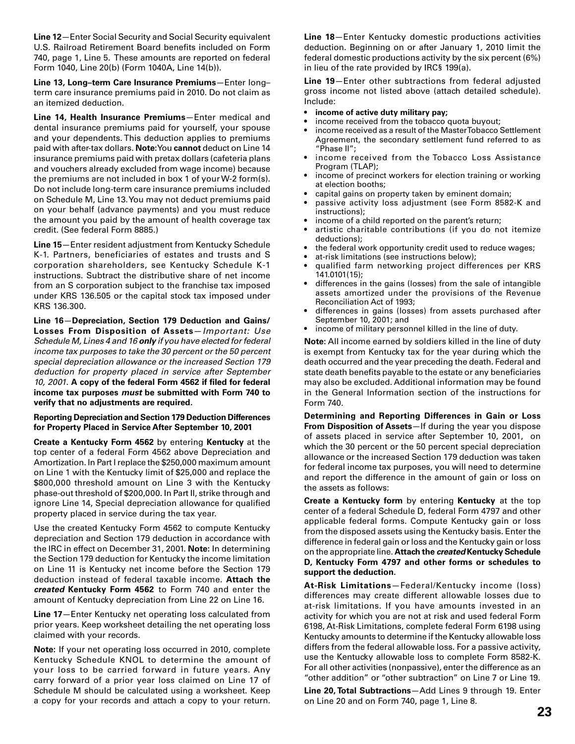**Line 12**—Enter Social Security and Social Security equivalent U.S. Railroad Retirement Board benefits included on Form 740, page 1, Line 5. These amounts are reported on federal Form 1040, Line 20(b) (Form 1040A, Line 14(b)).

**Line 13, Long–term Care Insurance Premiums**—Enter long–term care insurance premiums paid in 2010. Do not claim as an itemized deduction.

**Line 14, Health Insurance Premiums**—Enter medical and dental insurance premiums paid for yourself, your spouse and your dependents. This deduction applies to premiums paid with after-tax dollars. **Note:** You **cannot** deduct on Line 14 insurance premiums paid with pretax dollars (cafeteria plans and vouchers already excluded from wage income) because the premiums are not included in box 1 of your W-2 form(s). Do not include long-term care insurance premiums included on Schedule M, Line 13. You may not deduct premiums paid on your behalf (advance payments) and you must reduce the amount you paid by the amount of health coverage tax credit. (See federal Form 8885.)

**Line 15**—Enter resident adjustment from Kentucky Schedule K-1. Partners, beneficiaries of estates and trusts and S corporation shareholders, see Kentucky Schedule K-1 instructions. Subtract the distributive share of net income from an S corporation subject to the franchise tax imposed under KRS 136.505 or the capital stock tax imposed under KRS 136.300.

**Line 16**—**Depreciation, Section 179 Deduction and Gains/Losses From Disposition of Assets**—*Important: Use Schedule M, Lines 4 and 16* ***only*** *if you have elected for federal income tax purposes to take the 30 percent or the 50 percent special depreciation allowance or the increased Section 179 deduction for property placed in service after September 10, 2001.* **A copy of the federal Form 4562 if filed for federal income tax purposes** ***must*** **be submitted with Form 740 to verify that no adjustments are required.**

**Reporting Depreciation and Section 179 Deduction Differences for Property Placed in Service After September 10, 2001**

**Create a Kentucky Form 4562** by entering **Kentucky** at the top center of a federal Form 4562 above Depreciation and Amortization. In Part I replace the $250,000 maximum amount on Line 1 with the Kentucky limit of $25,000 and replace the $800,000 threshold amount on Line 3 with the Kentucky phase-out threshold of $200,000. In Part II, strike through and ignore Line 14, Special depreciation allowance for qualified property placed in service during the tax year.

Use the created Kentucky Form 4562 to compute Kentucky depreciation and Section 179 deduction in accordance with the IRC in effect on December 31, 2001. **Note:** In determining the Section 179 deduction for Kentucky the income limitation on Line 11 is Kentucky net income before the Section 179 deduction instead of federal taxable income. **Attach the** ***created*** **Kentucky Form 4562** to Form 740 and enter the amount of Kentucky depreciation from Line 22 on Line 16.

**Line 17**—Enter Kentucky net operating loss calculated from prior years. Keep worksheet detailing the net operating loss claimed with your records.

**Note:** If your net operating loss occurred in 2010, complete Kentucky Schedule KNOL to determine the amount of your loss to be carried forward in future years. Any carry forward of a prior year loss claimed on Line 17 of Schedule M should be calculated using a worksheet. Keep a copy for your records and attach a copy to your return.

**Line 18**—Enter Kentucky domestic productions activities deduction. Beginning on or after January 1, 2010 limit the federal domestic productions activity by the six percent (6%) in lieu of the rate provided by IRC§ 199(a).

**Line 19**—Enter other subtractions from federal adjusted gross income not listed above (attach detailed schedule). Include:

- **income of active duty military pay;**
- income received from the tobacco quota buyout;
- income received as a result of the Master Tobacco Settlement Agreement, the secondary settlement fund referred to as "Phase II";
- income received from the Tobacco Loss Assistance Program (TLAP);
- income of precinct workers for election training or working at election booths;
- capital gains on property taken by eminent domain;
- passive activity loss adjustment (see Form 8582-K and instructions);
- income of a child reported on the parent's return;
- artistic charitable contributions (if you do not itemize deductions);
- the federal work opportunity credit used to reduce wages;
- at-risk limitations (see instructions below);
- qualified farm networking project differences per KRS 141.0101(15);
- differences in the gains (losses) from the sale of intangible assets amortized under the provisions of the Revenue Reconciliation Act of 1993;
- differences in gains (losses) from assets purchased after September 10, 2001; and
- income of military personnel killed in the line of duty.

**Note:** All income earned by soldiers killed in the line of duty is exempt from Kentucky tax for the year during which the death occurred and the year preceding the death. Federal and state death benefits payable to the estate or any beneficiaries may also be excluded. Additional information may be found in the General Information section of the instructions for Form 740.

**Determining and Reporting Differences in Gain or Loss From Disposition of Assets**—If during the year you dispose of assets placed in service after September 10, 2001, on which the 30 percent or the 50 percent special depreciation allowance or the increased Section 179 deduction was taken for federal income tax purposes, you will need to determine and report the difference in the amount of gain or loss on the assets as follows:

**Create a Kentucky form** by entering **Kentucky** at the top center of a federal Schedule D, federal Form 4797 and other applicable federal forms. Compute Kentucky gain or loss from the disposed assets using the Kentucky basis. Enter the difference in federal gain or loss and the Kentucky gain or loss on the appropriate line. **Attach the** ***created*** **Kentucky Schedule D, Kentucky Form 4797 and other forms or schedules to support the deduction.**

**At-Risk Limitations**—Federal/Kentucky income (loss) differences may create different allowable losses due to at-risk limitations. If you have amounts invested in an activity for which you are not at risk and used federal Form 6198, At-Risk Limitations, complete federal Form 6198 using Kentucky amounts to determine if the Kentucky allowable loss differs from the federal allowable loss. For a passive activity, use the Kentucky allowable loss to complete Form 8582-K. For all other activities (nonpassive), enter the difference as an "other addition" or "other subtraction" on Line 7 or Line 19.

**Line 20, Total Subtractions**—Add Lines 9 through 19. Enter on Line 20 and on Form 740, page 1, Line 8.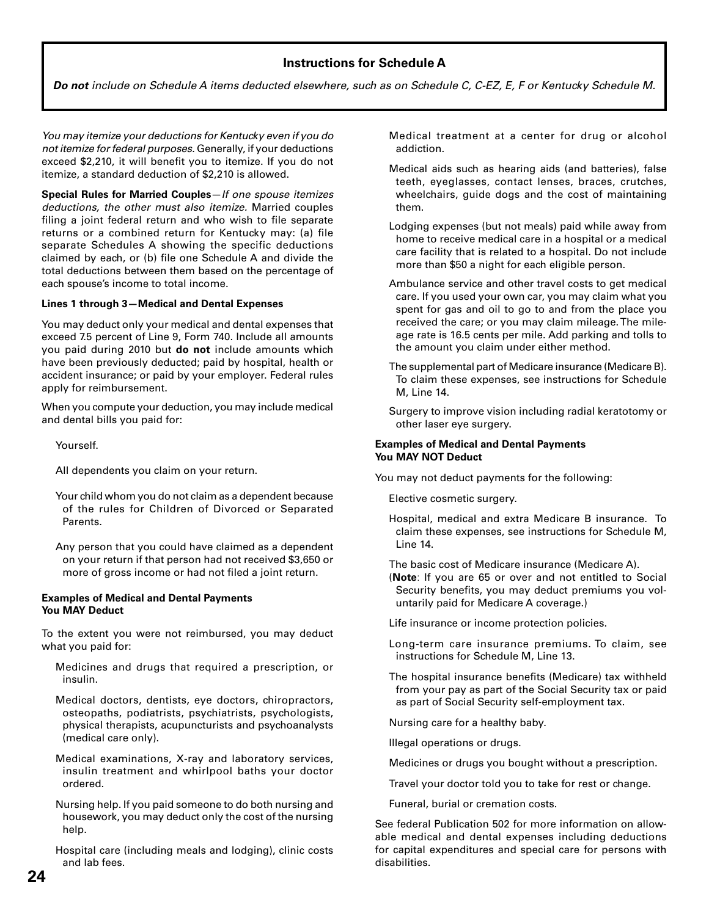## Instructions for Schedule A

***Do not** include on Schedule A items deducted elsewhere, such as on Schedule C, C-EZ, E, F or Kentucky Schedule M.*

*You may itemize your deductions for Kentucky even if you do not itemize for federal purposes.* Generally, if your deductions exceed $2,210, it will benefit you to itemize. If you do not itemize, a standard deduction of $2,210 is allowed.

**Special Rules for Married Couples**—*If one spouse itemizes deductions, the other must also itemize.* Married couples filing a joint federal return and who wish to file separate returns or a combined return for Kentucky may: (a) file separate Schedules A showing the specific deductions claimed by each, or (b) file one Schedule A and divide the total deductions between them based on the percentage of each spouse's income to total income.

**Lines 1 through 3—Medical and Dental Expenses**

You may deduct only your medical and dental expenses that exceed 7.5 percent of Line 9, Form 740. Include all amounts you paid during 2010 but **do not** include amounts which have been previously deducted; paid by hospital, health or accident insurance; or paid by your employer. Federal rules apply for reimbursement.

When you compute your deduction, you may include medical and dental bills you paid for:

Yourself.

All dependents you claim on your return.

Your child whom you do not claim as a dependent because of the rules for Children of Divorced or Separated Parents.

Any person that you could have claimed as a dependent on your return if that person had not received $3,650 or more of gross income or had not filed a joint return.

**Examples of Medical and Dental Payments You MAY Deduct**

To the extent you were not reimbursed, you may deduct what you paid for:

Medicines and drugs that required a prescription, or insulin.

Medical doctors, dentists, eye doctors, chiropractors, osteopaths, podiatrists, psychiatrists, psychologists, physical therapists, acupuncturists and psychoanalysts (medical care only).

Medical examinations, X-ray and laboratory services, insulin treatment and whirlpool baths your doctor ordered.

Nursing help. If you paid someone to do both nursing and housework, you may deduct only the cost of the nursing help.

Hospital care (including meals and lodging), clinic costs and lab fees.

Medical treatment at a center for drug or alcohol addiction.

Medical aids such as hearing aids (and batteries), false teeth, eyeglasses, contact lenses, braces, crutches, wheelchairs, guide dogs and the cost of maintaining them.

Lodging expenses (but not meals) paid while away from home to receive medical care in a hospital or a medical care facility that is related to a hospital. Do not include more than $50 a night for each eligible person.

Ambulance service and other travel costs to get medical care. If you used your own car, you may claim what you spent for gas and oil to go to and from the place you received the care; or you may claim mileage. The mileage rate is 16.5 cents per mile. Add parking and tolls to the amount you claim under either method.

The supplemental part of Medicare insurance (Medicare B). To claim these expenses, see instructions for Schedule M, Line 14.

Surgery to improve vision including radial keratotomy or other laser eye surgery.

**Examples of Medical and Dental Payments You MAY NOT Deduct**

You may not deduct payments for the following:

Elective cosmetic surgery.

Hospital, medical and extra Medicare B insurance. To claim these expenses, see instructions for Schedule M, Line 14.

The basic cost of Medicare insurance (Medicare A).
(**Note**: If you are 65 or over and not entitled to Social Security benefits, you may deduct premiums you voluntarily paid for Medicare A coverage.)

Life insurance or income protection policies.

Long-term care insurance premiums. To claim, see instructions for Schedule M, Line 13.

The hospital insurance benefits (Medicare) tax withheld from your pay as part of the Social Security tax or paid as part of Social Security self-employment tax.

Nursing care for a healthy baby.

Illegal operations or drugs.

Medicines or drugs you bought without a prescription.

Travel your doctor told you to take for rest or change.

Funeral, burial or cremation costs.

See federal Publication 502 for more information on allowable medical and dental expenses including deductions for capital expenditures and special care for persons with disabilities.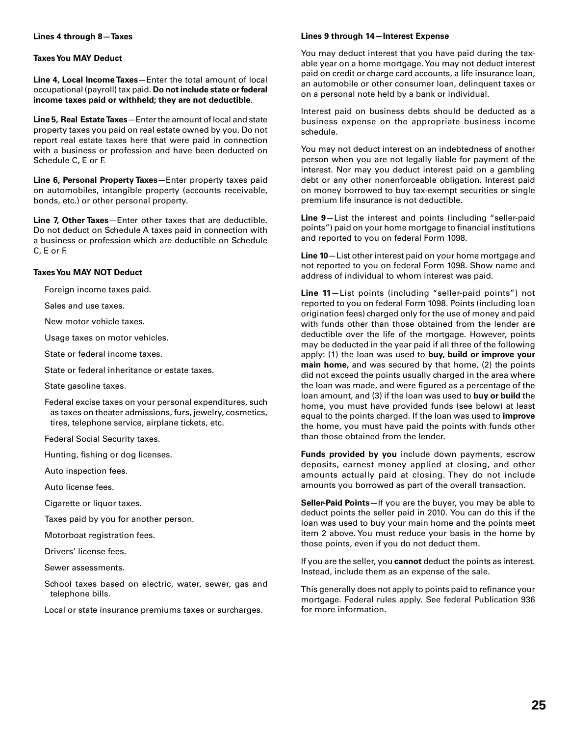### Lines 4 through 8—Taxes

#### Taxes You MAY Deduct

**Line 4, Local Income Taxes**—Enter the total amount of local occupational (payroll) tax paid. **Do not include state or federal income taxes paid or withheld; they are not deductible**.

**Line 5, Real Estate Taxes**—Enter the amount of local and state property taxes you paid on real estate owned by you. Do not report real estate taxes here that were paid in connection with a business or profession and have been deducted on Schedule C, E or F.

**Line 6, Personal Property Taxes**—Enter property taxes paid on automobiles, intangible property (accounts receivable, bonds, etc.) or other personal property.

**Line 7, Other Taxes**—Enter other taxes that are deductible. Do not deduct on Schedule A taxes paid in connection with a business or profession which are deductible on Schedule C, E or F.

#### Taxes You MAY NOT Deduct

Foreign income taxes paid.

Sales and use taxes.

New motor vehicle taxes.

Usage taxes on motor vehicles.

State or federal income taxes.

State or federal inheritance or estate taxes.

State gasoline taxes.

Federal excise taxes on your personal expenditures, such as taxes on theater admissions, furs, jewelry, cosmetics, tires, telephone service, airplane tickets, etc.

Federal Social Security taxes.

Hunting, fishing or dog licenses.

Auto inspection fees.

Auto license fees.

Cigarette or liquor taxes.

Taxes paid by you for another person.

Motorboat registration fees.

Drivers' license fees.

Sewer assessments.

School taxes based on electric, water, sewer, gas and telephone bills.

Local or state insurance premiums taxes or surcharges.

### Lines 9 through 14—Interest Expense

You may deduct interest that you have paid during the taxable year on a home mortgage. You may not deduct interest paid on credit or charge card accounts, a life insurance loan, an automobile or other consumer loan, delinquent taxes or on a personal note held by a bank or individual.

Interest paid on business debts should be deducted as a business expense on the appropriate business income schedule.

You may not deduct interest on an indebtedness of another person when you are not legally liable for payment of the interest. Nor may you deduct interest paid on a gambling debt or any other nonenforceable obligation. Interest paid on money borrowed to buy tax-exempt securities or single premium life insurance is not deductible.

**Line 9**—List the interest and points (including "seller-paid points") paid on your home mortgage to financial institutions and reported to you on federal Form 1098.

**Line 10**—List other interest paid on your home mortgage and not reported to you on federal Form 1098. Show name and address of individual to whom interest was paid.

**Line 11**—List points (including "seller-paid points") not reported to you on federal Form 1098. Points (including loan origination fees) charged only for the use of money and paid with funds other than those obtained from the lender are deductible over the life of the mortgage. However, points may be deducted in the year paid if all three of the following apply: (1) the loan was used to **buy, build or improve your main home,** and was secured by that home, (2) the points did not exceed the points usually charged in the area where the loan was made, and were figured as a percentage of the loan amount, and (3) if the loan was used to **buy or build** the home, you must have provided funds (see below) at least equal to the points charged. If the loan was used to **improve** the home, you must have paid the points with funds other than those obtained from the lender.

**Funds provided by you** include down payments, escrow deposits, earnest money applied at closing, and other amounts actually paid at closing. They do not include amounts you borrowed as part of the overall transaction.

**Seller-Paid Points**—If you are the buyer, you may be able to deduct points the seller paid in 2010. You can do this if the loan was used to buy your main home and the points meet item 2 above. You must reduce your basis in the home by those points, even if you do not deduct them.

If you are the seller, you **cannot** deduct the points as interest. Instead, include them as an expense of the sale.

This generally does not apply to points paid to refinance your mortgage. Federal rules apply. See federal Publication 936 for more information.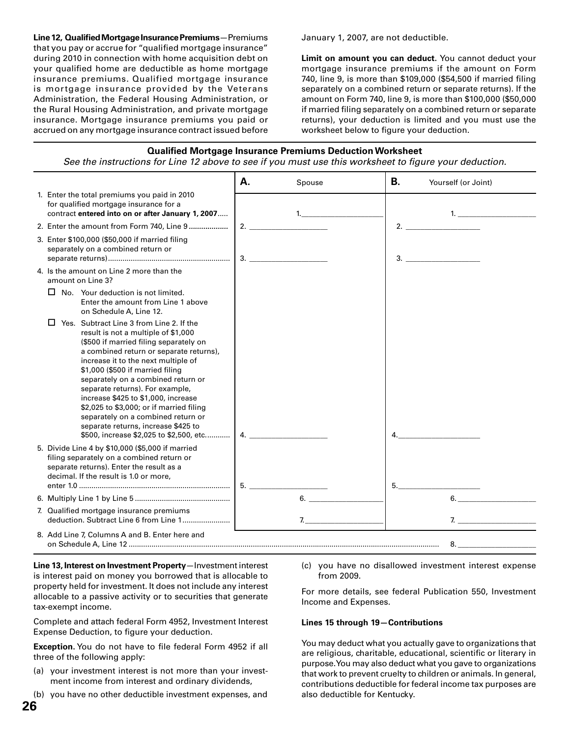**Line 12, Qualified Mortgage Insurance Premiums**—Premiums that you pay or accrue for "qualified mortgage insurance" during 2010 in connection with home acquisition debt on your qualified home are deductible as home mortgage insurance premiums. Qualified mortgage insurance is mortgage insurance provided by the Veterans Administration, the Federal Housing Administration, or the Rural Housing Administration, and private mortgage insurance. Mortgage insurance premiums you paid or accrued on any mortgage insurance contract issued before January 1, 2007, are not deductible.

**Limit on amount you can deduct.** You cannot deduct your mortgage insurance premiums if the amount on Form 740, line 9, is more than $109,000 ($54,500 if married filing separately on a combined return or separate returns). If the amount on Form 740, line 9, is more than $100,000 ($50,000 if married filing separately on a combined return or separate returns), your deduction is limited and you must use the worksheet below to figure your deduction.

### Qualified Mortgage Insurance Premiums Deduction Worksheet

*See the instructions for Line 12 above to see if you must use this worksheet to figure your deduction.*

| | **A.** Spouse | **B.** Yourself (or Joint) |
|---|---|---|
| 1. Enter the total premiums you paid in 2010 for qualified mortgage insurance for a contract **entered into on or after January 1, 2007** | 1. ________ | 1. ________ |
| 2. Enter the amount from Form 740, Line 9 | 2. ________ | 2. ________ |
| 3. Enter $100,000 ($50,000 if married filing separately on a combined return or separate returns) | 3. ________ | 3. ________ |
| 4. Is the amount on Line 2 more than the amount on Line 3?<br>☐ No. Your deduction is not limited. Enter the amount from Line 1 above on Schedule A, Line 12.<br>☐ Yes. Subtract Line 3 from Line 2. If the result is not a multiple of $1,000 ($500 if married filing separately on a combined return or separate returns), increase it to the next multiple of $1,000 ($500 if married filing separately on a combined return or separate returns). For example, increase $425 to $1,000, increase $2,025 to $3,000; or if married filing separately on a combined return or separate returns, increase $425 to $500, increase $2,025 to $2,500, etc. | 4. ________ | 4. ________ |
| 5. Divide Line 4 by $10,000 ($5,000 if married filing separately on a combined return or separate returns). Enter the result as a decimal. If the result is 1.0 or more, enter 1.0 | 5. ________ | 5. ________ |
| 6. Multiply Line 1 by Line 5 | 6. ________ | 6. ________ |
| 7. Qualified mortgage insurance premiums deduction. Subtract Line 6 from Line 1 | 7. ________ | 7. ________ |
| 8. Add Line 7, Columns A and B. Enter here and on Schedule A, Line 12 | | 8. ________ |

**Line 13, Interest on Investment Property**—Investment interest is interest paid on money you borrowed that is allocable to property held for investment. It does not include any interest allocable to a passive activity or to securities that generate tax-exempt income.

Complete and attach federal Form 4952, Investment Interest Expense Deduction, to figure your deduction.

**Exception.** You do not have to file federal Form 4952 if all three of the following apply:

(a) your investment interest is not more than your investment income from interest and ordinary dividends,

(b) you have no other deductible investment expenses, and

(c) you have no disallowed investment interest expense from 2009.

For more details, see federal Publication 550, Investment Income and Expenses.

**Lines 15 through 19—Contributions**

You may deduct what you actually gave to organizations that are religious, charitable, educational, scientific or literary in purpose. You may also deduct what you gave to organizations that work to prevent cruelty to children or animals. In general, contributions deductible for federal income tax purposes are also deductible for Kentucky.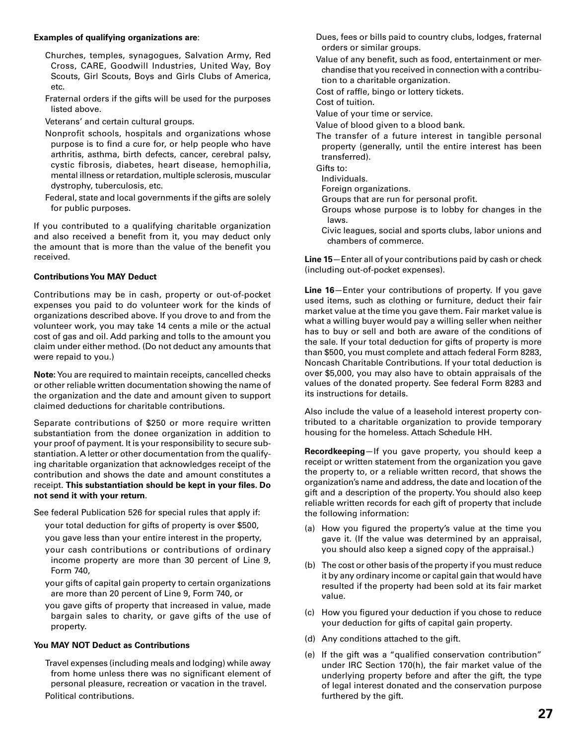**Examples of qualifying organizations are**:

- Churches, temples, synagogues, Salvation Army, Red Cross, CARE, Goodwill Industries, United Way, Boy Scouts, Girl Scouts, Boys and Girls Clubs of America, etc.
- Fraternal orders if the gifts will be used for the purposes listed above.
- Veterans' and certain cultural groups.
- Nonprofit schools, hospitals and organizations whose purpose is to find a cure for, or help people who have arthritis, asthma, birth defects, cancer, cerebral palsy, cystic fibrosis, diabetes, heart disease, hemophilia, mental illness or retardation, multiple sclerosis, muscular dystrophy, tuberculosis, etc.
- Federal, state and local governments if the gifts are solely for public purposes.

If you contributed to a qualifying charitable organization and also received a benefit from it, you may deduct only the amount that is more than the value of the benefit you received.

**Contributions You MAY Deduct**

Contributions may be in cash, property or out-of-pocket expenses you paid to do volunteer work for the kinds of organizations described above. If you drove to and from the volunteer work, you may take 14 cents a mile or the actual cost of gas and oil. Add parking and tolls to the amount you claim under either method. (Do not deduct any amounts that were repaid to you.)

**Note:** You are required to maintain receipts, cancelled checks or other reliable written documentation showing the name of the organization and the date and amount given to support claimed deductions for charitable contributions.

Separate contributions of $250 or more require written substantiation from the donee organization in addition to your proof of payment. It is your responsibility to secure substantiation. A letter or other documentation from the qualifying charitable organization that acknowledges receipt of the contribution and shows the date and amount constitutes a receipt. **This substantiation should be kept in your files. Do not send it with your return**.

See federal Publication 526 for special rules that apply if:

- your total deduction for gifts of property is over $500,
- you gave less than your entire interest in the property,
- your cash contributions or contributions of ordinary income property are more than 30 percent of Line 9, Form 740,
- your gifts of capital gain property to certain organizations are more than 20 percent of Line 9, Form 740, or
- you gave gifts of property that increased in value, made bargain sales to charity, or gave gifts of the use of property.

**You MAY NOT Deduct as Contributions**

- Travel expenses (including meals and lodging) while away from home unless there was no significant element of personal pleasure, recreation or vacation in the travel.
- Political contributions.
- Dues, fees or bills paid to country clubs, lodges, fraternal orders or similar groups.
- Value of any benefit, such as food, entertainment or merchandise that you received in connection with a contribution to a charitable organization.
- Cost of raffle, bingo or lottery tickets.
- Cost of tuition.
- Value of your time or service.
- Value of blood given to a blood bank.
- The transfer of a future interest in tangible personal property (generally, until the entire interest has been transferred).
- Gifts to:
  - Individuals.
  - Foreign organizations.
  - Groups that are run for personal profit.
  - Groups whose purpose is to lobby for changes in the laws.
  - Civic leagues, social and sports clubs, labor unions and chambers of commerce.

**Line 15**—Enter all of your contributions paid by cash or check (including out-of-pocket expenses).

**Line 16**—Enter your contributions of property. If you gave used items, such as clothing or furniture, deduct their fair market value at the time you gave them. Fair market value is what a willing buyer would pay a willing seller when neither has to buy or sell and both are aware of the conditions of the sale. If your total deduction for gifts of property is more than $500, you must complete and attach federal Form 8283, Noncash Charitable Contributions. If your total deduction is over $5,000, you may also have to obtain appraisals of the values of the donated property. See federal Form 8283 and its instructions for details.

Also include the value of a leasehold interest property contributed to a charitable organization to provide temporary housing for the homeless. Attach Schedule HH.

**Recordkeeping**—If you gave property, you should keep a receipt or written statement from the organization you gave the property to, or a reliable written record, that shows the organization's name and address, the date and location of the gift and a description of the property. You should also keep reliable written records for each gift of property that include the following information:

(a) How you figured the property's value at the time you gave it. (If the value was determined by an appraisal, you should also keep a signed copy of the appraisal.)

(b) The cost or other basis of the property if you must reduce it by any ordinary income or capital gain that would have resulted if the property had been sold at its fair market value.

(c) How you figured your deduction if you chose to reduce your deduction for gifts of capital gain property.

(d) Any conditions attached to the gift.

(e) If the gift was a "qualified conservation contribution" under IRC Section 170(h), the fair market value of the underlying property before and after the gift, the type of legal interest donated and the conservation purpose furthered by the gift.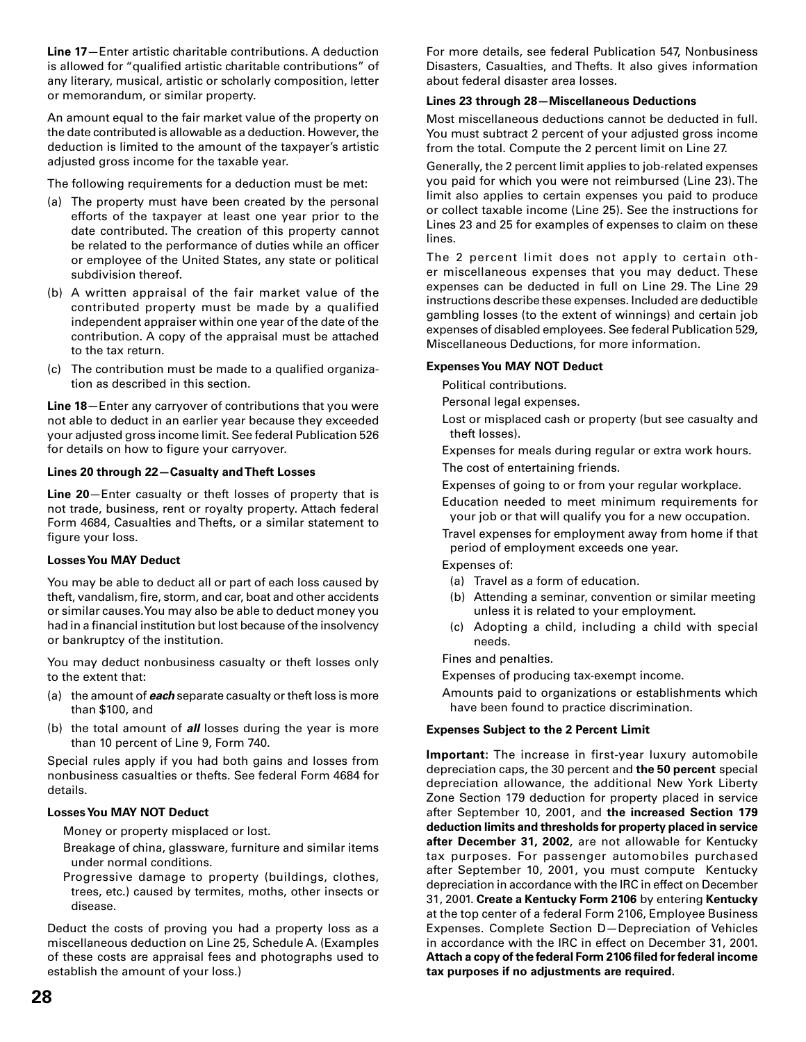**Line 17**—Enter artistic charitable contributions. A deduction is allowed for "qualified artistic charitable contributions" of any literary, musical, artistic or scholarly composition, letter or memorandum, or similar property.

An amount equal to the fair market value of the property on the date contributed is allowable as a deduction. However, the deduction is limited to the amount of the taxpayer's artistic adjusted gross income for the taxable year.

The following requirements for a deduction must be met:

(a) The property must have been created by the personal efforts of the taxpayer at least one year prior to the date contributed. The creation of this property cannot be related to the performance of duties while an officer or employee of the United States, any state or political subdivision thereof.

(b) A written appraisal of the fair market value of the contributed property must be made by a qualified independent appraiser within one year of the date of the contribution. A copy of the appraisal must be attached to the tax return.

(c) The contribution must be made to a qualified organization as described in this section.

**Line 18**—Enter any carryover of contributions that you were not able to deduct in an earlier year because they exceeded your adjusted gross income limit. See federal Publication 526 for details on how to figure your carryover.

**Lines 20 through 22—Casualty and Theft Losses**

**Line 20**—Enter casualty or theft losses of property that is not trade, business, rent or royalty property. Attach federal Form 4684, Casualties and Thefts, or a similar statement to figure your loss.

**Losses You MAY Deduct**

You may be able to deduct all or part of each loss caused by theft, vandalism, fire, storm, and car, boat and other accidents or similar causes. You may also be able to deduct money you had in a financial institution but lost because of the insolvency or bankruptcy of the institution.

You may deduct nonbusiness casualty or theft losses only to the extent that:

(a) the amount of ***each*** separate casualty or theft loss is more than $100, and

(b) the total amount of ***all*** losses during the year is more than 10 percent of Line 9, Form 740.

Special rules apply if you had both gains and losses from nonbusiness casualties or thefts. See federal Form 4684 for details.

**Losses You MAY NOT Deduct**

Money or property misplaced or lost.

Breakage of china, glassware, furniture and similar items under normal conditions.

Progressive damage to property (buildings, clothes, trees, etc.) caused by termites, moths, other insects or disease.

Deduct the costs of proving you had a property loss as a miscellaneous deduction on Line 25, Schedule A. (Examples of these costs are appraisal fees and photographs used to establish the amount of your loss.)

For more details, see federal Publication 547, Nonbusiness Disasters, Casualties, and Thefts. It also gives information about federal disaster area losses.

**Lines 23 through 28—Miscellaneous Deductions**

Most miscellaneous deductions cannot be deducted in full. You must subtract 2 percent of your adjusted gross income from the total. Compute the 2 percent limit on Line 27.

Generally, the 2 percent limit applies to job-related expenses you paid for which you were not reimbursed (Line 23). The limit also applies to certain expenses you paid to produce or collect taxable income (Line 25). See the instructions for Lines 23 and 25 for examples of expenses to claim on these lines.

The 2 percent limit does not apply to certain other miscellaneous expenses that you may deduct. These expenses can be deducted in full on Line 29. The Line 29 instructions describe these expenses. Included are deductible gambling losses (to the extent of winnings) and certain job expenses of disabled employees. See federal Publication 529, Miscellaneous Deductions, for more information.

**Expenses You MAY NOT Deduct**

Political contributions.

Personal legal expenses.

Lost or misplaced cash or property (but see casualty and theft losses).

Expenses for meals during regular or extra work hours.

The cost of entertaining friends.

Expenses of going to or from your regular workplace.

Education needed to meet minimum requirements for your job or that will qualify you for a new occupation.

Travel expenses for employment away from home if that period of employment exceeds one year.

Expenses of:

(a) Travel as a form of education.

(b) Attending a seminar, convention or similar meeting unless it is related to your employment.

(c) Adopting a child, including a child with special needs.

Fines and penalties.

Expenses of producing tax-exempt income.

Amounts paid to organizations or establishments which have been found to practice discrimination.

**Expenses Subject to the 2 Percent Limit**

**Important:** The increase in first-year luxury automobile depreciation caps, the 30 percent and **the 50 percent** special depreciation allowance, the additional New York Liberty Zone Section 179 deduction for property placed in service after September 10, 2001, and **the increased Section 179 deduction limits and thresholds for property placed in service after December 31, 2002**, are not allowable for Kentucky tax purposes. For passenger automobiles purchased after September 10, 2001, you must compute Kentucky depreciation in accordance with the IRC in effect on December 31, 2001. **Create a Kentucky Form 2106** by entering **Kentucky** at the top center of a federal Form 2106, Employee Business Expenses. Complete Section D—Depreciation of Vehicles in accordance with the IRC in effect on December 31, 2001. **Attach a copy of the federal Form 2106 filed for federal income tax purposes if no adjustments are required.**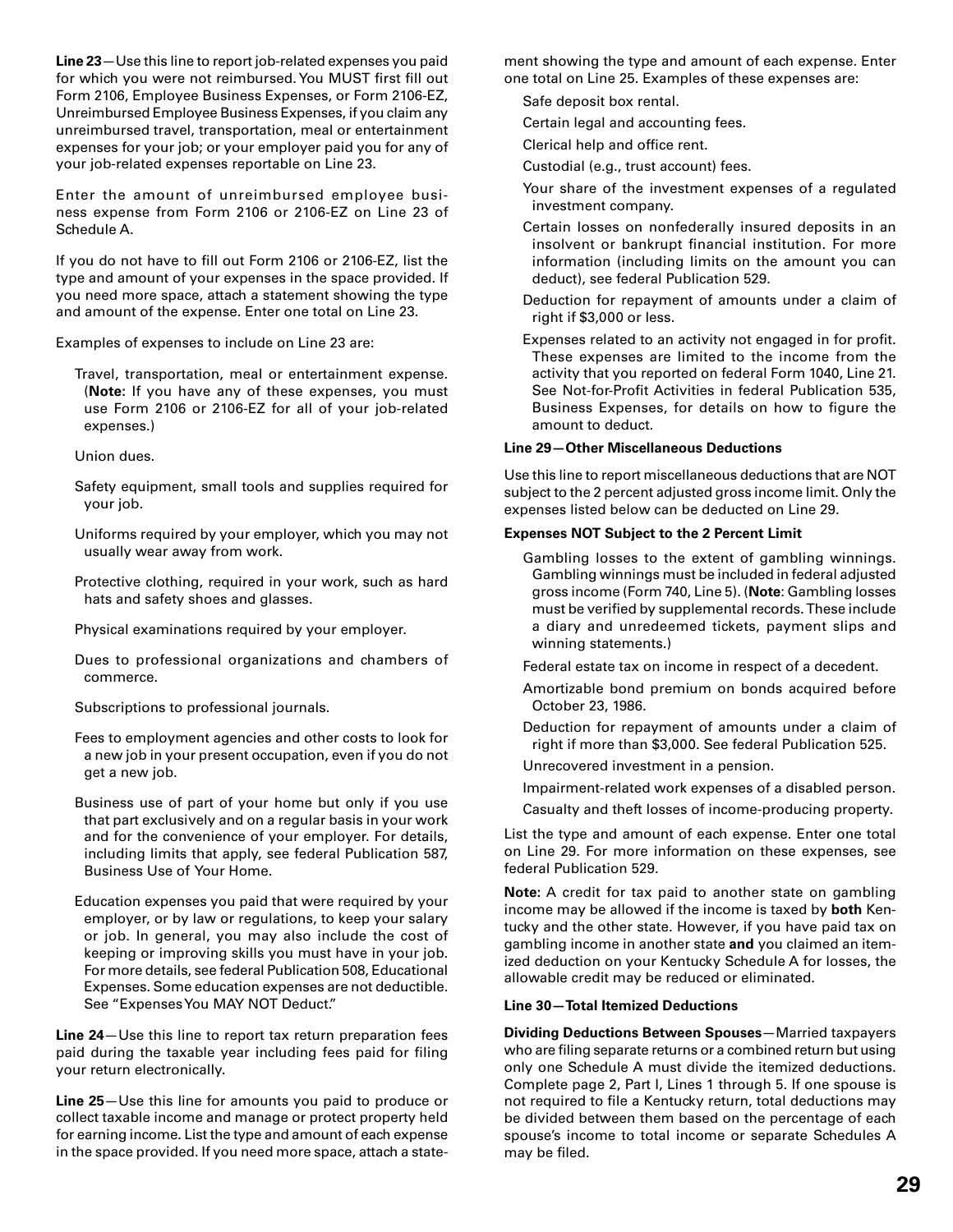**Line 23**—Use this line to report job-related expenses you paid for which you were not reimbursed. You MUST first fill out Form 2106, Employee Business Expenses, or Form 2106-EZ, Unreimbursed Employee Business Expenses, if you claim any unreimbursed travel, transportation, meal or entertainment expenses for your job; or your employer paid you for any of your job-related expenses reportable on Line 23.

Enter the amount of unreimbursed employee business expense from Form 2106 or 2106-EZ on Line 23 of Schedule A.

If you do not have to fill out Form 2106 or 2106-EZ, list the type and amount of your expenses in the space provided. If you need more space, attach a statement showing the type and amount of the expense. Enter one total on Line 23.

Examples of expenses to include on Line 23 are:

- Travel, transportation, meal or entertainment expense. (**Note:** If you have any of these expenses, you must use Form 2106 or 2106-EZ for all of your job-related expenses.)
- Union dues.
- Safety equipment, small tools and supplies required for your job.
- Uniforms required by your employer, which you may not usually wear away from work.
- Protective clothing, required in your work, such as hard hats and safety shoes and glasses.
- Physical examinations required by your employer.
- Dues to professional organizations and chambers of commerce.
- Subscriptions to professional journals.
- Fees to employment agencies and other costs to look for a new job in your present occupation, even if you do not get a new job.
- Business use of part of your home but only if you use that part exclusively and on a regular basis in your work and for the convenience of your employer. For details, including limits that apply, see federal Publication 587, Business Use of Your Home.
- Education expenses you paid that were required by your employer, or by law or regulations, to keep your salary or job. In general, you may also include the cost of keeping or improving skills you must have in your job. For more details, see federal Publication 508, Educational Expenses. Some education expenses are not deductible. See "Expenses You MAY NOT Deduct."

**Line 24**—Use this line to report tax return preparation fees paid during the taxable year including fees paid for filing your return electronically.

**Line 25**—Use this line for amounts you paid to produce or collect taxable income and manage or protect property held for earning income. List the type and amount of each expense in the space provided. If you need more space, attach a statement showing the type and amount of each expense. Enter one total on Line 25. Examples of these expenses are:

- Safe deposit box rental.
- Certain legal and accounting fees.
- Clerical help and office rent.
- Custodial (e.g., trust account) fees.
- Your share of the investment expenses of a regulated investment company.
- Certain losses on nonfederally insured deposits in an insolvent or bankrupt financial institution. For more information (including limits on the amount you can deduct), see federal Publication 529.
- Deduction for repayment of amounts under a claim of right if $3,000 or less.
- Expenses related to an activity not engaged in for profit. These expenses are limited to the income from the activity that you reported on federal Form 1040, Line 21. See Not-for-Profit Activities in federal Publication 535, Business Expenses, for details on how to figure the amount to deduct.

**Line 29—Other Miscellaneous Deductions**

Use this line to report miscellaneous deductions that are NOT subject to the 2 percent adjusted gross income limit. Only the expenses listed below can be deducted on Line 29.

**Expenses NOT Subject to the 2 Percent Limit**

- Gambling losses to the extent of gambling winnings. Gambling winnings must be included in federal adjusted gross income (Form 740, Line 5). (**Note**: Gambling losses must be verified by supplemental records. These include a diary and unredeemed tickets, payment slips and winning statements.)
- Federal estate tax on income in respect of a decedent.
- Amortizable bond premium on bonds acquired before October 23, 1986.
- Deduction for repayment of amounts under a claim of right if more than $3,000. See federal Publication 525.
- Unrecovered investment in a pension.
- Impairment-related work expenses of a disabled person.
- Casualty and theft losses of income-producing property.

List the type and amount of each expense. Enter one total on Line 29. For more information on these expenses, see federal Publication 529.

**Note:** A credit for tax paid to another state on gambling income may be allowed if the income is taxed by **both** Kentucky and the other state. However, if you have paid tax on gambling income in another state **and** you claimed an itemized deduction on your Kentucky Schedule A for losses, the allowable credit may be reduced or eliminated.

**Line 30—Total Itemized Deductions**

**Dividing Deductions Between Spouses**—Married taxpayers who are filing separate returns or a combined return but using only one Schedule A must divide the itemized deductions. Complete page 2, Part I, Lines 1 through 5. If one spouse is not required to file a Kentucky return, total deductions may be divided between them based on the percentage of each spouse's income to total income or separate Schedules A may be filed.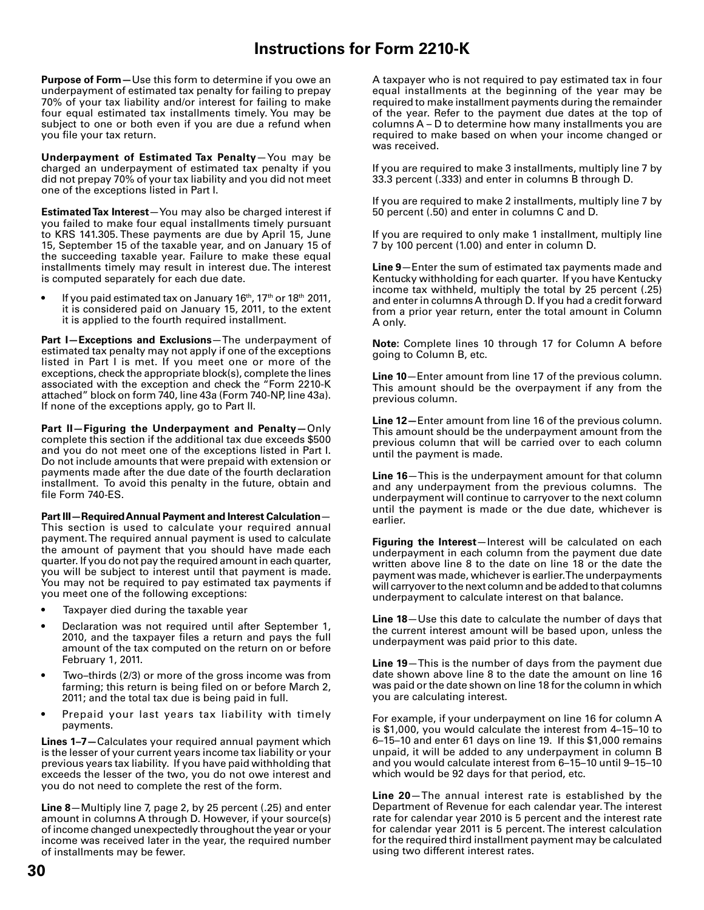# Instructions for Form 2210-K

**Purpose of Form**—Use this form to determine if you owe an underpayment of estimated tax penalty for failing to prepay 70% of your tax liability and/or interest for failing to make four equal estimated tax installments timely. You may be subject to one or both even if you are due a refund when you file your tax return.

**Underpayment of Estimated Tax Penalty**—You may be charged an underpayment of estimated tax penalty if you did not prepay 70% of your tax liability and you did not meet one of the exceptions listed in Part I.

**Estimated Tax Interest**—You may also be charged interest if you failed to make four equal installments timely pursuant to KRS 141.305. These payments are due by April 15, June 15, September 15 of the taxable year, and on January 15 of the succeeding taxable year. Failure to make these equal installments timely may result in interest due. The interest is computed separately for each due date.

- If you paid estimated tax on January 16th, 17th or 18th 2011, it is considered paid on January 15, 2011, to the extent it is applied to the fourth required installment.

**Part I—Exceptions and Exclusions**—The underpayment of estimated tax penalty may not apply if one of the exceptions listed in Part I is met. If you meet one or more of the exceptions, check the appropriate block(s), complete the lines associated with the exception and check the "Form 2210-K attached" block on form 740, line 43a (Form 740-NP, line 43a). If none of the exceptions apply, go to Part II.

**Part II—Figuring the Underpayment and Penalty**—Only complete this section if the additional tax due exceeds $500 and you do not meet one of the exceptions listed in Part I. Do not include amounts that were prepaid with extension or payments made after the due date of the fourth declaration installment. To avoid this penalty in the future, obtain and file Form 740-ES.

**Part III—Required Annual Payment and Interest Calculation**—This section is used to calculate your required annual payment. The required annual payment is used to calculate the amount of payment that you should have made each quarter. If you do not pay the required amount in each quarter, you will be subject to interest until that payment is made. You may not be required to pay estimated tax payments if you meet one of the following exceptions:

- Taxpayer died during the taxable year
- Declaration was not required until after September 1, 2010, and the taxpayer files a return and pays the full amount of the tax computed on the return on or before February 1, 2011.
- Two–thirds (2/3) or more of the gross income was from farming; this return is being filed on or before March 2, 2011; and the total tax due is being paid in full.
- Prepaid your last years tax liability with timely payments.

**Lines 1–7**—Calculates your required annual payment which is the lesser of your current years income tax liability or your previous years tax liability. If you have paid withholding that exceeds the lesser of the two, you do not owe interest and you do not need to complete the rest of the form.

**Line 8**—Multiply line 7, page 2, by 25 percent (.25) and enter amount in columns A through D. However, if your source(s) of income changed unexpectedly throughout the year or your income was received later in the year, the required number of installments may be fewer.

A taxpayer who is not required to pay estimated tax in four equal installments at the beginning of the year may be required to make installment payments during the remainder of the year. Refer to the payment due dates at the top of columns A – D to determine how many installments you are required to make based on when your income changed or was received.

If you are required to make 3 installments, multiply line 7 by 33.3 percent (.333) and enter in columns B through D.

If you are required to make 2 installments, multiply line 7 by 50 percent (.50) and enter in columns C and D.

If you are required to only make 1 installment, multiply line 7 by 100 percent (1.00) and enter in column D.

**Line 9**—Enter the sum of estimated tax payments made and Kentucky withholding for each quarter. If you have Kentucky income tax withheld, multiply the total by 25 percent (.25) and enter in columns A through D. If you had a credit forward from a prior year return, enter the total amount in Column A only.

**Note:** Complete lines 10 through 17 for Column A before going to Column B, etc.

**Line 10**—Enter amount from line 17 of the previous column. This amount should be the overpayment if any from the previous column.

**Line 12**—Enter amount from line 16 of the previous column. This amount should be the underpayment amount from the previous column that will be carried over to each column until the payment is made.

**Line 16**—This is the underpayment amount for that column and any underpayment from the previous columns. The underpayment will continue to carryover to the next column until the payment is made or the due date, whichever is earlier.

**Figuring the Interest**—Interest will be calculated on each underpayment in each column from the payment due date written above line 8 to the date on line 18 or the date the payment was made, whichever is earlier. The underpayments will carryover to the next column and be added to that columns underpayment to calculate interest on that balance.

**Line 18**—Use this date to calculate the number of days that the current interest amount will be based upon, unless the underpayment was paid prior to this date.

**Line 19**—This is the number of days from the payment due date shown above line 8 to the date the amount on line 16 was paid or the date shown on line 18 for the column in which you are calculating interest.

For example, if your underpayment on line 16 for column A is $1,000, you would calculate the interest from 4–15–10 to 6–15–10 and enter 61 days on line 19. If this $1,000 remains unpaid, it will be added to any underpayment in column B and you would calculate interest from 6–15–10 until 9–15–10 which would be 92 days for that period, etc.

**Line 20**—The annual interest rate is established by the Department of Revenue for each calendar year. The interest rate for calendar year 2010 is 5 percent and the interest rate for calendar year 2011 is 5 percent. The interest calculation for the required third installment payment may be calculated using two different interest rates.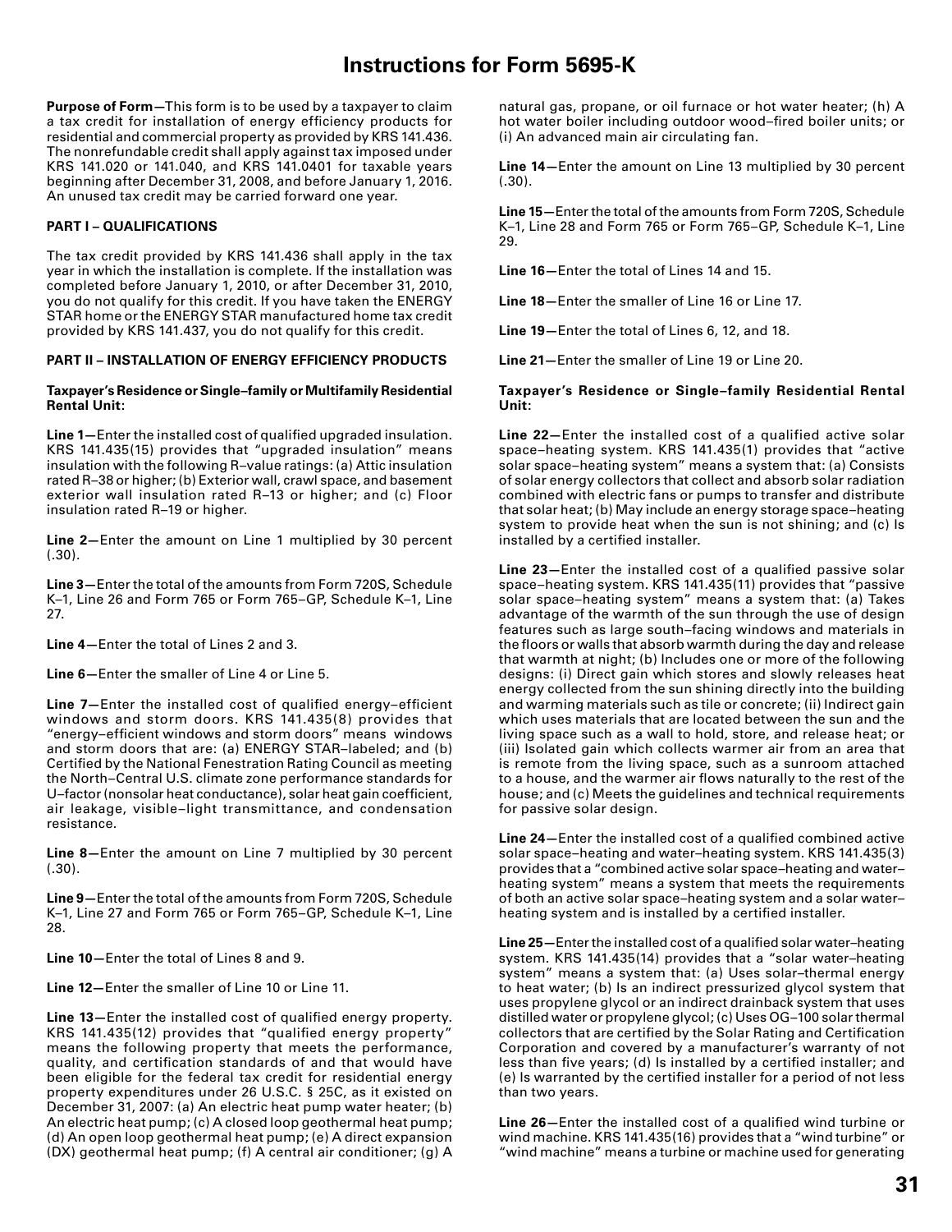# Instructions for Form 5695-K

**Purpose of Form**—This form is to be used by a taxpayer to claim a tax credit for installation of energy efficiency products for residential and commercial property as provided by KRS 141.436. The nonrefundable credit shall apply against tax imposed under KRS 141.020 or 141.040, and KRS 141.0401 for taxable years beginning after December 31, 2008, and before January 1, 2016. An unused tax credit may be carried forward one year.

**PART I – QUALIFICATIONS**

The tax credit provided by KRS 141.436 shall apply in the tax year in which the installation is complete. If the installation was completed before January 1, 2010, or after December 31, 2010, you do not qualify for this credit. If you have taken the ENERGY STAR home or the ENERGY STAR manufactured home tax credit provided by KRS 141.437, you do not qualify for this credit.

**PART II – INSTALLATION OF ENERGY EFFICIENCY PRODUCTS**

**Taxpayer's Residence or Single–family or Multifamily Residential Rental Unit:**

**Line 1**—Enter the installed cost of qualified upgraded insulation. KRS 141.435(15) provides that "upgraded insulation" means insulation with the following R–value ratings: (a) Attic insulation rated R–38 or higher; (b) Exterior wall, crawl space, and basement exterior wall insulation rated R–13 or higher; and (c) Floor insulation rated R–19 or higher.

**Line 2**—Enter the amount on Line 1 multiplied by 30 percent (.30).

**Line 3**—Enter the total of the amounts from Form 720S, Schedule K–1, Line 26 and Form 765 or Form 765–GP, Schedule K–1, Line 27.

**Line 4**—Enter the total of Lines 2 and 3.

**Line 6**—Enter the smaller of Line 4 or Line 5.

**Line 7**—Enter the installed cost of qualified energy–efficient windows and storm doors. KRS 141.435(8) provides that "energy–efficient windows and storm doors" means windows and storm doors that are: (a) ENERGY STAR–labeled; and (b) Certified by the National Fenestration Rating Council as meeting the North–Central U.S. climate zone performance standards for U–factor (nonsolar heat conductance), solar heat gain coefficient, air leakage, visible–light transmittance, and condensation resistance.

**Line 8**—Enter the amount on Line 7 multiplied by 30 percent (.30).

**Line 9**—Enter the total of the amounts from Form 720S, Schedule K–1, Line 27 and Form 765 or Form 765–GP, Schedule K–1, Line 28.

**Line 10**—Enter the total of Lines 8 and 9.

**Line 12**—Enter the smaller of Line 10 or Line 11.

**Line 13**—Enter the installed cost of qualified energy property. KRS 141.435(12) provides that "qualified energy property" means the following property that meets the performance, quality, and certification standards of and that would have been eligible for the federal tax credit for residential energy property expenditures under 26 U.S.C. § 25C, as it existed on December 31, 2007: (a) An electric heat pump water heater; (b) An electric heat pump; (c) A closed loop geothermal heat pump; (d) An open loop geothermal heat pump; (e) A direct expansion (DX) geothermal heat pump; (f) A central air conditioner; (g) A natural gas, propane, or oil furnace or hot water heater; (h) A hot water boiler including outdoor wood–fired boiler units; or (i) An advanced main air circulating fan.

**Line 14**—Enter the amount on Line 13 multiplied by 30 percent (.30).

**Line 15**—Enter the total of the amounts from Form 720S, Schedule K–1, Line 28 and Form 765 or Form 765–GP, Schedule K–1, Line 29.

**Line 16**—Enter the total of Lines 14 and 15.

**Line 18**—Enter the smaller of Line 16 or Line 17.

**Line 19**—Enter the total of Lines 6, 12, and 18.

**Line 21**—Enter the smaller of Line 19 or Line 20.

**Taxpayer's Residence or Single–family Residential Rental Unit:**

**Line 22**—Enter the installed cost of a qualified active solar space–heating system. KRS 141.435(1) provides that "active solar space–heating system" means a system that: (a) Consists of solar energy collectors that collect and absorb solar radiation combined with electric fans or pumps to transfer and distribute that solar heat; (b) May include an energy storage space–heating system to provide heat when the sun is not shining; and (c) Is installed by a certified installer.

**Line 23**—Enter the installed cost of a qualified passive solar space–heating system. KRS 141.435(11) provides that "passive solar space–heating system" means a system that: (a) Takes advantage of the warmth of the sun through the use of design features such as large south–facing windows and materials in the floors or walls that absorb warmth during the day and release that warmth at night; (b) Includes one or more of the following designs: (i) Direct gain which stores and slowly releases heat energy collected from the sun shining directly into the building and warming materials such as tile or concrete; (ii) Indirect gain which uses materials that are located between the sun and the living space such as a wall to hold, store, and release heat; or (iii) Isolated gain which collects warmer air from an area that is remote from the living space, such as a sunroom attached to a house, and the warmer air flows naturally to the rest of the house; and (c) Meets the guidelines and technical requirements for passive solar design.

**Line 24**—Enter the installed cost of a qualified combined active solar space–heating and water–heating system. KRS 141.435(3) provides that a "combined active solar space–heating and water–heating system" means a system that meets the requirements of both an active solar space–heating system and a solar water–heating system and is installed by a certified installer.

**Line 25**—Enter the installed cost of a qualified solar water–heating system. KRS 141.435(14) provides that a "solar water–heating system" means a system that: (a) Uses solar–thermal energy to heat water; (b) Is an indirect pressurized glycol system that uses propylene glycol or an indirect drainback system that uses distilled water or propylene glycol; (c) Uses OG–100 solar thermal collectors that are certified by the Solar Rating and Certification Corporation and covered by a manufacturer's warranty of not less than five years; (d) Is installed by a certified installer; and (e) Is warranted by the certified installer for a period of not less than two years.

**Line 26**—Enter the installed cost of a qualified wind turbine or wind machine. KRS 141.435(16) provides that a "wind turbine" or "wind machine" means a turbine or machine used for generating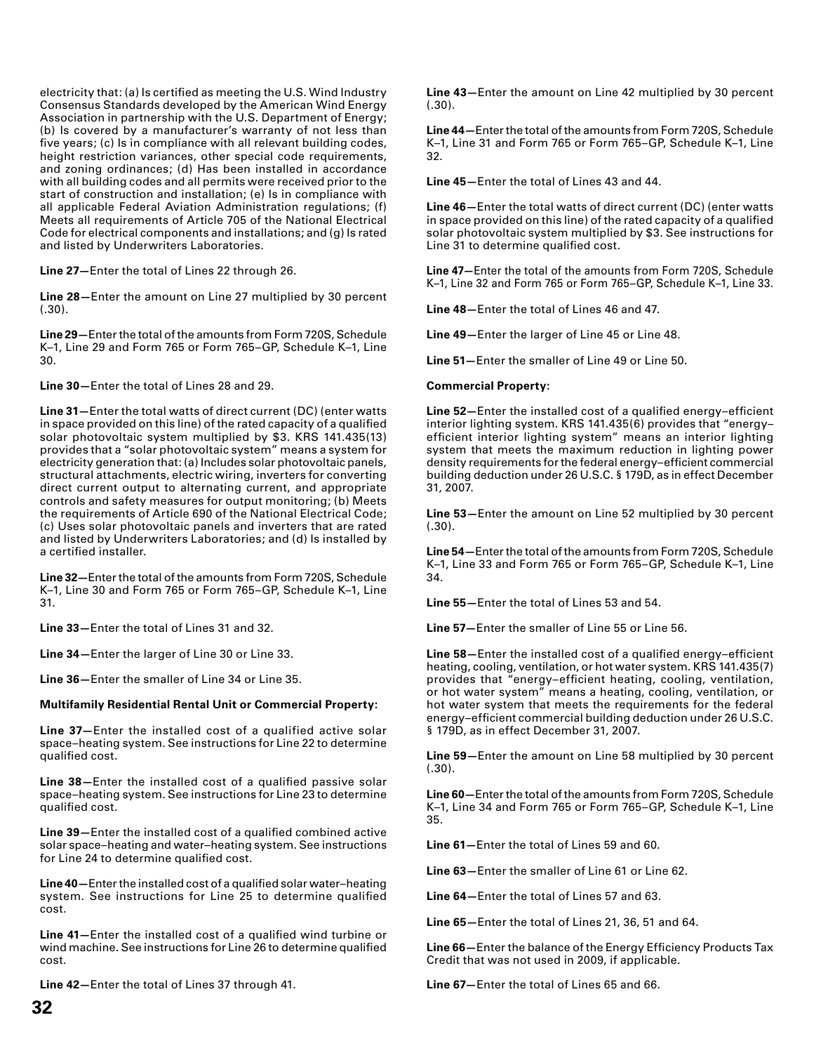electricity that: (a) Is certified as meeting the U.S. Wind Industry Consensus Standards developed by the American Wind Energy Association in partnership with the U.S. Department of Energy; (b) Is covered by a manufacturer's warranty of not less than five years; (c) Is in compliance with all relevant building codes, height restriction variances, other special code requirements, and zoning ordinances; (d) Has been installed in accordance with all building codes and all permits were received prior to the start of construction and installation; (e) Is in compliance with all applicable Federal Aviation Administration regulations; (f) Meets all requirements of Article 705 of the National Electrical Code for electrical components and installations; and (g) Is rated and listed by Underwriters Laboratories.

**Line 27**—Enter the total of Lines 22 through 26.

**Line 28**—Enter the amount on Line 27 multiplied by 30 percent (.30).

**Line 29**—Enter the total of the amounts from Form 720S, Schedule K–1, Line 29 and Form 765 or Form 765–GP, Schedule K–1, Line 30.

**Line 30**—Enter the total of Lines 28 and 29.

**Line 31**—Enter the total watts of direct current (DC) (enter watts in space provided on this line) of the rated capacity of a qualified solar photovoltaic system multiplied by $3. KRS 141.435(13) provides that a "solar photovoltaic system" means a system for electricity generation that: (a) Includes solar photovoltaic panels, structural attachments, electric wiring, inverters for converting direct current output to alternating current, and appropriate controls and safety measures for output monitoring; (b) Meets the requirements of Article 690 of the National Electrical Code; (c) Uses solar photovoltaic panels and inverters that are rated and listed by Underwriters Laboratories; and (d) Is installed by a certified installer.

**Line 32**—Enter the total of the amounts from Form 720S, Schedule K–1, Line 30 and Form 765 or Form 765–GP, Schedule K–1, Line 31.

**Line 33**—Enter the total of Lines 31 and 32.

**Line 34**—Enter the larger of Line 30 or Line 33.

**Line 36**—Enter the smaller of Line 34 or Line 35.

**Multifamily Residential Rental Unit or Commercial Property:**

**Line 37**—Enter the installed cost of a qualified active solar space–heating system. See instructions for Line 22 to determine qualified cost.

**Line 38**—Enter the installed cost of a qualified passive solar space–heating system. See instructions for Line 23 to determine qualified cost.

**Line 39**—Enter the installed cost of a qualified combined active solar space–heating and water–heating system. See instructions for Line 24 to determine qualified cost.

**Line 40**—Enter the installed cost of a qualified solar water–heating system. See instructions for Line 25 to determine qualified cost.

**Line 41**—Enter the installed cost of a qualified wind turbine or wind machine. See instructions for Line 26 to determine qualified cost.

**Line 42**—Enter the total of Lines 37 through 41.

**Line 43**—Enter the amount on Line 42 multiplied by 30 percent (.30).

**Line 44**—Enter the total of the amounts from Form 720S, Schedule K–1, Line 31 and Form 765 or Form 765–GP, Schedule K–1, Line 32.

**Line 45**—Enter the total of Lines 43 and 44.

**Line 46**—Enter the total watts of direct current (DC) (enter watts in space provided on this line) of the rated capacity of a qualified solar photovoltaic system multiplied by $3. See instructions for Line 31 to determine qualified cost.

**Line 47**—Enter the total of the amounts from Form 720S, Schedule K–1, Line 32 and Form 765 or Form 765–GP, Schedule K–1, Line 33.

**Line 48**—Enter the total of Lines 46 and 47.

**Line 49**—Enter the larger of Line 45 or Line 48.

**Line 51**—Enter the smaller of Line 49 or Line 50.

**Commercial Property:**

**Line 52**—Enter the installed cost of a qualified energy–efficient interior lighting system. KRS 141.435(6) provides that "energy–efficient interior lighting system" means an interior lighting system that meets the maximum reduction in lighting power density requirements for the federal energy–efficient commercial building deduction under 26 U.S.C. § 179D, as in effect December 31, 2007.

**Line 53**—Enter the amount on Line 52 multiplied by 30 percent (.30).

**Line 54**—Enter the total of the amounts from Form 720S, Schedule K–1, Line 33 and Form 765 or Form 765–GP, Schedule K–1, Line 34.

**Line 55**—Enter the total of Lines 53 and 54.

**Line 57**—Enter the smaller of Line 55 or Line 56.

**Line 58**—Enter the installed cost of a qualified energy–efficient heating, cooling, ventilation, or hot water system. KRS 141.435(7) provides that "energy–efficient heating, cooling, ventilation, or hot water system" means a heating, cooling, ventilation, or hot water system that meets the requirements for the federal energy–efficient commercial building deduction under 26 U.S.C. § 179D, as in effect December 31, 2007.

**Line 59**—Enter the amount on Line 58 multiplied by 30 percent (.30).

**Line 60**—Enter the total of the amounts from Form 720S, Schedule K–1, Line 34 and Form 765 or Form 765–GP, Schedule K–1, Line 35.

**Line 61**—Enter the total of Lines 59 and 60.

**Line 63**—Enter the smaller of Line 61 or Line 62.

**Line 64**—Enter the total of Lines 57 and 63.

**Line 65**—Enter the total of Lines 21, 36, 51 and 64.

**Line 66**—Enter the balance of the Energy Efficiency Products Tax Credit that was not used in 2009, if applicable.

**Line 67**—Enter the total of Lines 65 and 66.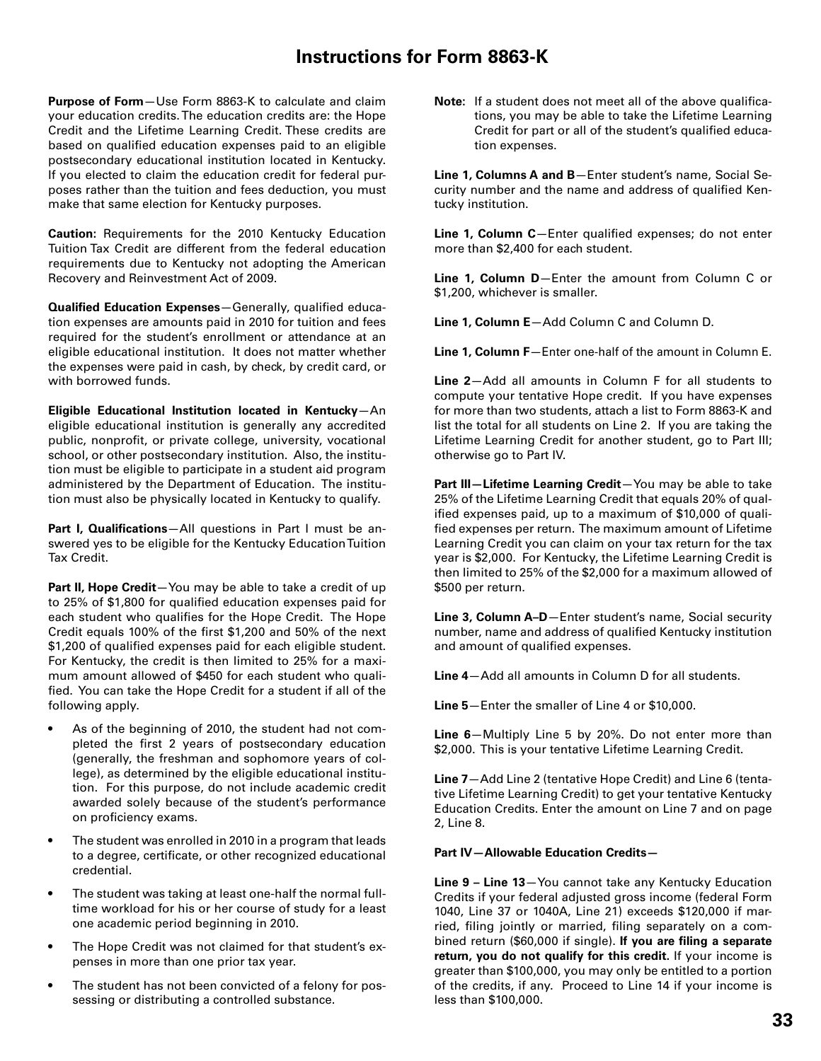# Instructions for Form 8863-K

**Purpose of Form**—Use Form 8863-K to calculate and claim your education credits. The education credits are: the Hope Credit and the Lifetime Learning Credit. These credits are based on qualified education expenses paid to an eligible postsecondary educational institution located in Kentucky. If you elected to claim the education credit for federal purposes rather than the tuition and fees deduction, you must make that same election for Kentucky purposes.

**Caution:** Requirements for the 2010 Kentucky Education Tuition Tax Credit are different from the federal education requirements due to Kentucky not adopting the American Recovery and Reinvestment Act of 2009.

**Qualified Education Expenses**—Generally, qualified education expenses are amounts paid in 2010 for tuition and fees required for the student's enrollment or attendance at an eligible educational institution. It does not matter whether the expenses were paid in cash, by check, by credit card, or with borrowed funds.

**Eligible Educational Institution located in Kentucky**—An eligible educational institution is generally any accredited public, nonprofit, or private college, university, vocational school, or other postsecondary institution. Also, the institution must be eligible to participate in a student aid program administered by the Department of Education. The institution must also be physically located in Kentucky to qualify.

**Part I, Qualifications**—All questions in Part I must be answered yes to be eligible for the Kentucky Education Tuition Tax Credit.

**Part II, Hope Credit**—You may be able to take a credit of up to 25% of $1,800 for qualified education expenses paid for each student who qualifies for the Hope Credit. The Hope Credit equals 100% of the first $1,200 and 50% of the next $1,200 of qualified expenses paid for each eligible student. For Kentucky, the credit is then limited to 25% for a maximum amount allowed of $450 for each student who qualified. You can take the Hope Credit for a student if all of the following apply.

- As of the beginning of 2010, the student had not completed the first 2 years of postsecondary education (generally, the freshman and sophomore years of college), as determined by the eligible educational institution. For this purpose, do not include academic credit awarded solely because of the student's performance on proficiency exams.
- The student was enrolled in 2010 in a program that leads to a degree, certificate, or other recognized educational credential.
- The student was taking at least one-half the normal full-time workload for his or her course of study for a least one academic period beginning in 2010.
- The Hope Credit was not claimed for that student's expenses in more than one prior tax year.
- The student has not been convicted of a felony for possessing or distributing a controlled substance.

**Note:** If a student does not meet all of the above qualifications, you may be able to take the Lifetime Learning Credit for part or all of the student's qualified education expenses.

**Line 1, Columns A and B**—Enter student's name, Social Security number and the name and address of qualified Kentucky institution.

**Line 1, Column C**—Enter qualified expenses; do not enter more than $2,400 for each student.

**Line 1, Column D**—Enter the amount from Column C or $1,200, whichever is smaller.

**Line 1, Column E**—Add Column C and Column D.

**Line 1, Column F**—Enter one-half of the amount in Column E.

**Line 2**—Add all amounts in Column F for all students to compute your tentative Hope credit. If you have expenses for more than two students, attach a list to Form 8863-K and list the total for all students on Line 2. If you are taking the Lifetime Learning Credit for another student, go to Part III; otherwise go to Part IV.

**Part III—Lifetime Learning Credit**—You may be able to take 25% of the Lifetime Learning Credit that equals 20% of qualified expenses paid, up to a maximum of $10,000 of qualified expenses per return. The maximum amount of Lifetime Learning Credit you can claim on your tax return for the tax year is $2,000. For Kentucky, the Lifetime Learning Credit is then limited to 25% of the $2,000 for a maximum allowed of $500 per return.

**Line 3, Column A–D**—Enter student's name, Social security number, name and address of qualified Kentucky institution and amount of qualified expenses.

**Line 4**—Add all amounts in Column D for all students.

**Line 5**—Enter the smaller of Line 4 or $10,000.

**Line 6**—Multiply Line 5 by 20%. Do not enter more than $2,000. This is your tentative Lifetime Learning Credit.

**Line 7**—Add Line 2 (tentative Hope Credit) and Line 6 (tentative Lifetime Learning Credit) to get your tentative Kentucky Education Credits. Enter the amount on Line 7 and on page 2, Line 8.

**Part IV—Allowable Education Credits—**

**Line 9 – Line 13**—You cannot take any Kentucky Education Credits if your federal adjusted gross income (federal Form 1040, Line 37 or 1040A, Line 21) exceeds $120,000 if married, filing jointly or married, filing separately on a combined return ($60,000 if single). **If you are filing a separate return, you do not qualify for this credit.** If your income is greater than $100,000, you may only be entitled to a portion of the credits, if any. Proceed to Line 14 if your income is less than $100,000.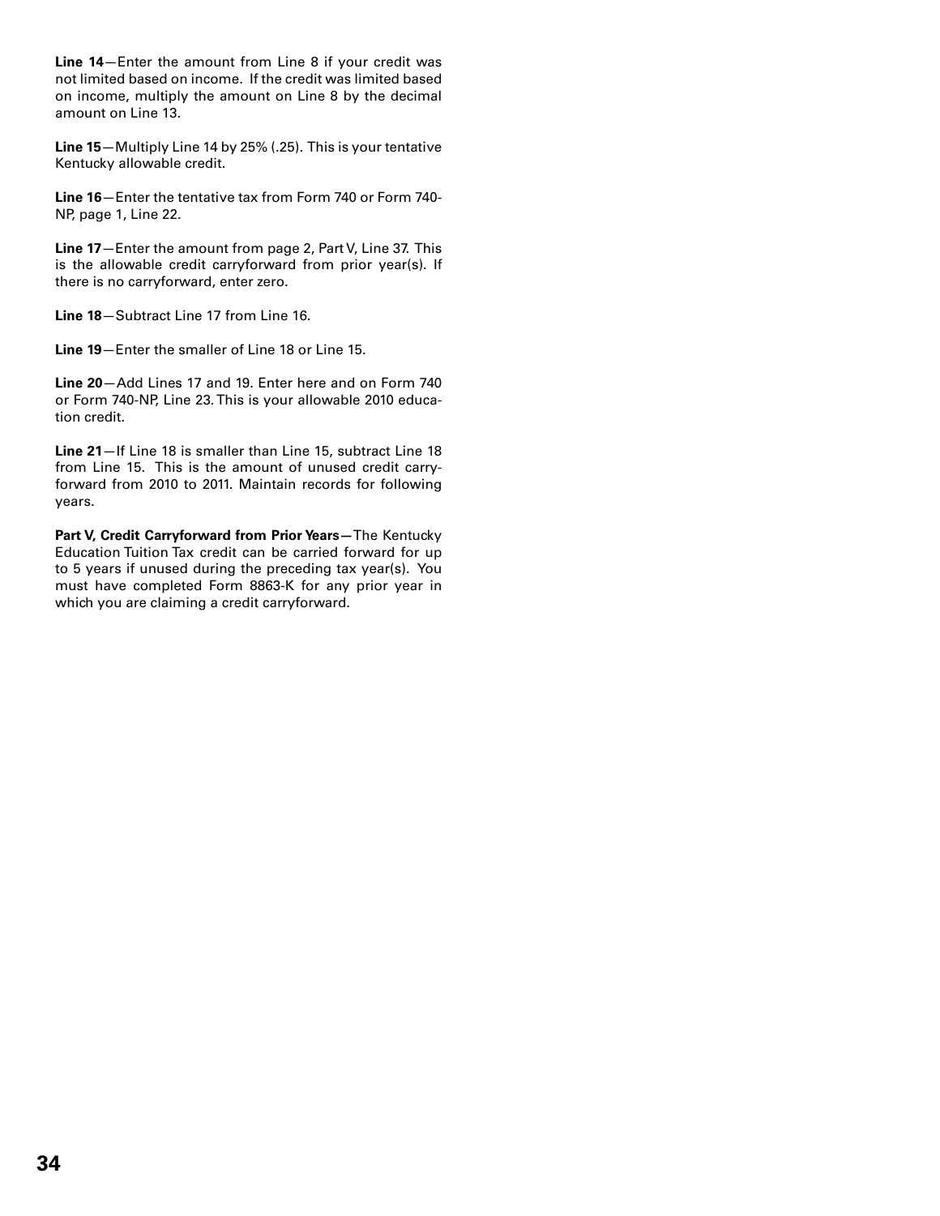**Line 14**—Enter the amount from Line 8 if your credit was not limited based on income. If the credit was limited based on income, multiply the amount on Line 8 by the decimal amount on Line 13.

**Line 15**—Multiply Line 14 by 25% (.25). This is your tentative Kentucky allowable credit.

**Line 16**—Enter the tentative tax from Form 740 or Form 740-NP, page 1, Line 22.

**Line 17**—Enter the amount from page 2, Part V, Line 37. This is the allowable credit carryforward from prior year(s). If there is no carryforward, enter zero.

**Line 18**—Subtract Line 17 from Line 16.

**Line 19**—Enter the smaller of Line 18 or Line 15.

**Line 20**—Add Lines 17 and 19. Enter here and on Form 740 or Form 740-NP, Line 23. This is your allowable 2010 education credit.

**Line 21**—If Line 18 is smaller than Line 15, subtract Line 18 from Line 15. This is the amount of unused credit carryforward from 2010 to 2011. Maintain records for following years.

**Part V, Credit Carryforward from Prior Years—**The Kentucky Education Tuition Tax credit can be carried forward for up to 5 years if unused during the preceding tax year(s). You must have completed Form 8863-K for any prior year in which you are claiming a credit carryforward.